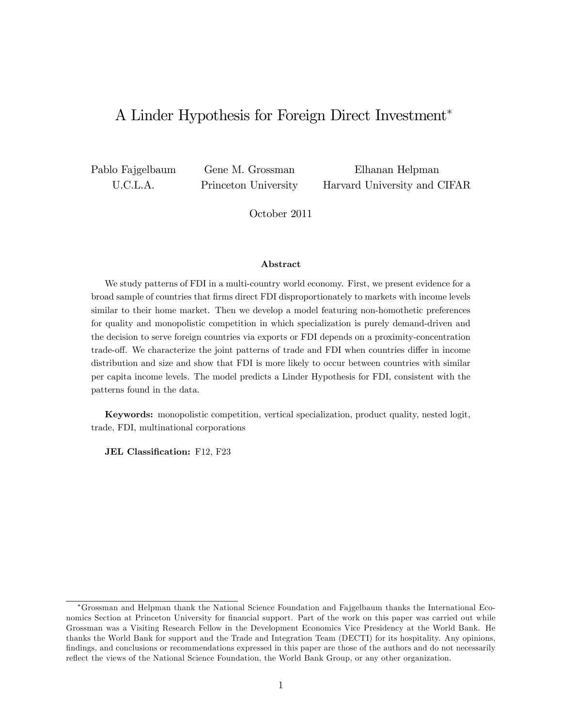# A Linder Hypothesis for Foreign Direct Investment*

Pablo Fajgelbaum
U.C.L.A.

Gene M. Grossman
Princeton University

Elhanan Helpman
Harvard University and CIFAR

October 2011

## Abstract

We study patterns of FDI in a multi-country world economy. First, we present evidence for a broad sample of countries that firms direct FDI disproportionately to markets with income levels similar to their home market. Then we develop a model featuring non-homothetic preferences for quality and monopolistic competition in which specialization is purely demand-driven and the decision to serve foreign countries via exports or FDI depends on a proximity-concentration trade-off. We characterize the joint patterns of trade and FDI when countries differ in income distribution and size and show that FDI is more likely to occur between countries with similar per capita income levels. The model predicts a Linder Hypothesis for FDI, consistent with the patterns found in the data.

**Keywords:** monopolistic competition, vertical specialization, product quality, nested logit, trade, FDI, multinational corporations

**JEL Classification:** F12, F23

---

*Grossman and Helpman thank the National Science Foundation and Fajgelbaum thanks the International Economics Section at Princeton University for financial support. Part of the work on this paper was carried out while Grossman was a Visiting Research Fellow in the Development Economics Vice Presidency at the World Bank. He thanks the World Bank for support and the Trade and Integration Team (DECTI) for its hospitality. Any opinions, findings, and conclusions or recommendations expressed in this paper are those of the authors and do not necessarily reflect the views of the National Science Foundation, the World Bank Group, or any other organization.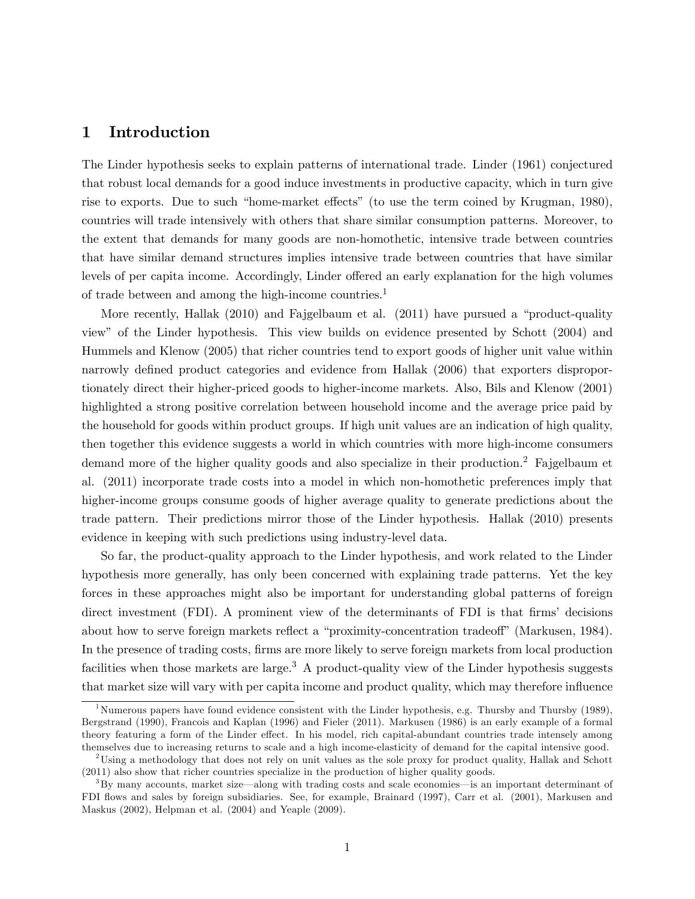# 1 Introduction

The Linder hypothesis seeks to explain patterns of international trade. Linder (1961) conjectured that robust local demands for a good induce investments in productive capacity, which in turn give rise to exports. Due to such "home-market effects" (to use the term coined by Krugman, 1980), countries will trade intensively with others that share similar consumption patterns. Moreover, to the extent that demands for many goods are non-homothetic, intensive trade between countries that have similar demand structures implies intensive trade between countries that have similar levels of per capita income. Accordingly, Linder offered an early explanation for the high volumes of trade between and among the high-income countries.[1]

More recently, Hallak (2010) and Fajgelbaum et al. (2011) have pursued a "product-quality view" of the Linder hypothesis. This view builds on evidence presented by Schott (2004) and Hummels and Klenow (2005) that richer countries tend to export goods of higher unit value within narrowly defined product categories and evidence from Hallak (2006) that exporters disproportionately direct their higher-priced goods to higher-income markets. Also, Bils and Klenow (2001) highlighted a strong positive correlation between household income and the average price paid by the household for goods within product groups. If high unit values are an indication of high quality, then together this evidence suggests a world in which countries with more high-income consumers demand more of the higher quality goods and also specialize in their production.[2] Fajgelbaum et al. (2011) incorporate trade costs into a model in which non-homothetic preferences imply that higher-income groups consume goods of higher average quality to generate predictions about the trade pattern. Their predictions mirror those of the Linder hypothesis. Hallak (2010) presents evidence in keeping with such predictions using industry-level data.

So far, the product-quality approach to the Linder hypothesis, and work related to the Linder hypothesis more generally, has only been concerned with explaining trade patterns. Yet the key forces in these approaches might also be important for understanding global patterns of foreign direct investment (FDI). A prominent view of the determinants of FDI is that firms' decisions about how to serve foreign markets reflect a "proximity-concentration tradeoff" (Markusen, 1984). In the presence of trading costs, firms are more likely to serve foreign markets from local production facilities when those markets are large.[3] A product-quality view of the Linder hypothesis suggests that market size will vary with per capita income and product quality, which may therefore influence

[1] Numerous papers have found evidence consistent with the Linder hypothesis, e.g. Thursby and Thursby (1989), Bergstrand (1990), Francois and Kaplan (1996) and Fieler (2011). Markusen (1986) is an early example of a formal theory featuring a form of the Linder effect. In his model, rich capital-abundant countries trade intensely among themselves due to increasing returns to scale and a high income-elasticity of demand for the capital intensive good.

[2] Using a methodology that does not rely on unit values as the sole proxy for product quality, Hallak and Schott (2011) also show that richer countries specialize in the production of higher quality goods.

[3] By many accounts, market size—along with trading costs and scale economies—is an important determinant of FDI flows and sales by foreign subsidiaries. See, for example, Brainard (1997), Carr et al. (2001), Markusen and Maskus (2002), Helpman et al. (2004) and Yeaple (2009).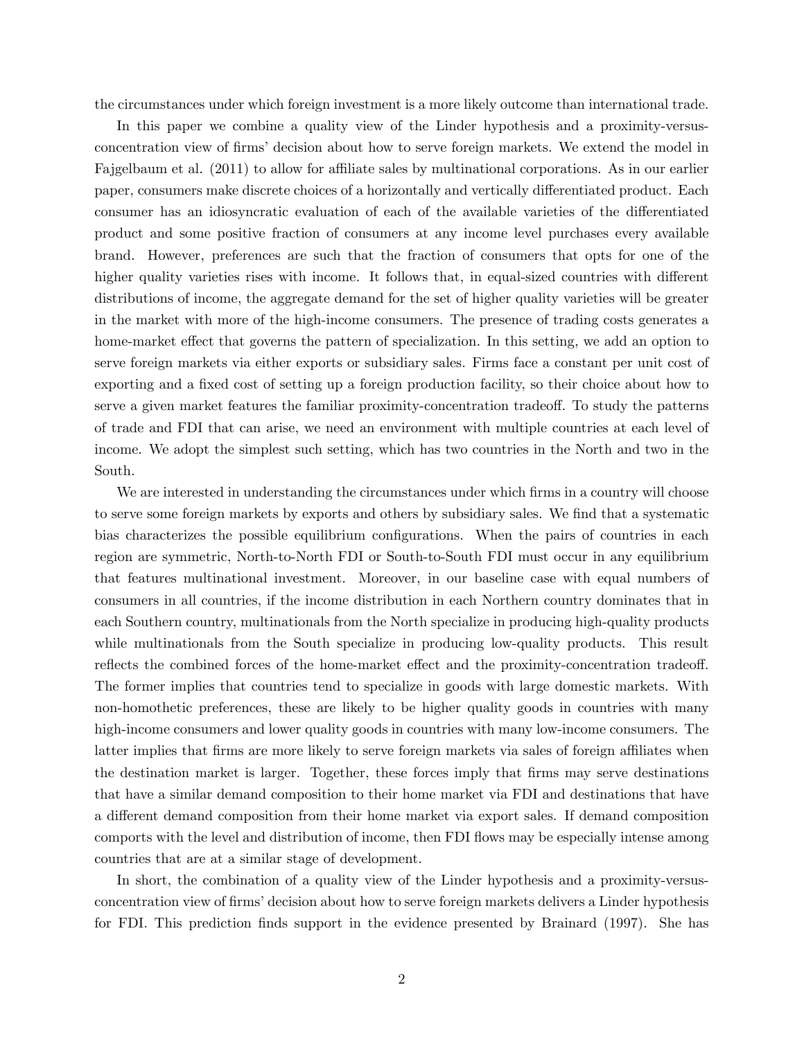the circumstances under which foreign investment is a more likely outcome than international trade.

In this paper we combine a quality view of the Linder hypothesis and a proximity-versus-concentration view of firms' decision about how to serve foreign markets. We extend the model in Fajgelbaum et al. (2011) to allow for affiliate sales by multinational corporations. As in our earlier paper, consumers make discrete choices of a horizontally and vertically differentiated product. Each consumer has an idiosyncratic evaluation of each of the available varieties of the differentiated product and some positive fraction of consumers at any income level purchases every available brand. However, preferences are such that the fraction of consumers that opts for one of the higher quality varieties rises with income. It follows that, in equal-sized countries with different distributions of income, the aggregate demand for the set of higher quality varieties will be greater in the market with more of the high-income consumers. The presence of trading costs generates a home-market effect that governs the pattern of specialization. In this setting, we add an option to serve foreign markets via either exports or subsidiary sales. Firms face a constant per unit cost of exporting and a fixed cost of setting up a foreign production facility, so their choice about how to serve a given market features the familiar proximity-concentration tradeoff. To study the patterns of trade and FDI that can arise, we need an environment with multiple countries at each level of income. We adopt the simplest such setting, which has two countries in the North and two in the South.

We are interested in understanding the circumstances under which firms in a country will choose to serve some foreign markets by exports and others by subsidiary sales. We find that a systematic bias characterizes the possible equilibrium configurations. When the pairs of countries in each region are symmetric, North-to-North FDI or South-to-South FDI must occur in any equilibrium that features multinational investment. Moreover, in our baseline case with equal numbers of consumers in all countries, if the income distribution in each Northern country dominates that in each Southern country, multinationals from the North specialize in producing high-quality products while multinationals from the South specialize in producing low-quality products. This result reflects the combined forces of the home-market effect and the proximity-concentration tradeoff. The former implies that countries tend to specialize in goods with large domestic markets. With non-homothetic preferences, these are likely to be higher quality goods in countries with many high-income consumers and lower quality goods in countries with many low-income consumers. The latter implies that firms are more likely to serve foreign markets via sales of foreign affiliates when the destination market is larger. Together, these forces imply that firms may serve destinations that have a similar demand composition to their home market via FDI and destinations that have a different demand composition from their home market via export sales. If demand composition comports with the level and distribution of income, then FDI flows may be especially intense among countries that are at a similar stage of development.

In short, the combination of a quality view of the Linder hypothesis and a proximity-versus-concentration view of firms' decision about how to serve foreign markets delivers a Linder hypothesis for FDI. This prediction finds support in the evidence presented by Brainard (1997). She has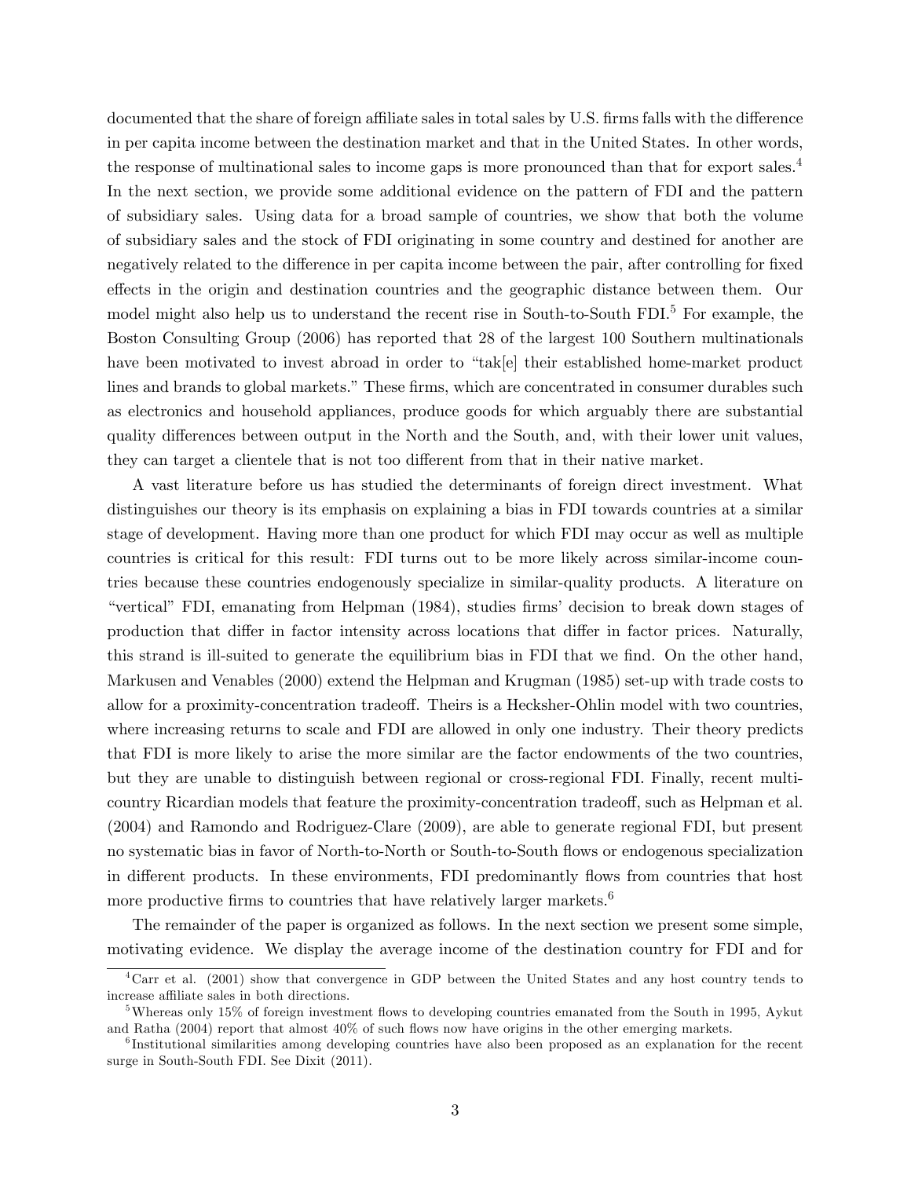documented that the share of foreign affiliate sales in total sales by U.S. firms falls with the difference in per capita income between the destination market and that in the United States. In other words, the response of multinational sales to income gaps is more pronounced than that for export sales.[4] In the next section, we provide some additional evidence on the pattern of FDI and the pattern of subsidiary sales. Using data for a broad sample of countries, we show that both the volume of subsidiary sales and the stock of FDI originating in some country and destined for another are negatively related to the difference in per capita income between the pair, after controlling for fixed effects in the origin and destination countries and the geographic distance between them. Our model might also help us to understand the recent rise in South-to-South FDI.[5] For example, the Boston Consulting Group (2006) has reported that 28 of the largest 100 Southern multinationals have been motivated to invest abroad in order to "tak[e] their established home-market product lines and brands to global markets." These firms, which are concentrated in consumer durables such as electronics and household appliances, produce goods for which arguably there are substantial quality differences between output in the North and the South, and, with their lower unit values, they can target a clientele that is not too different from that in their native market.

A vast literature before us has studied the determinants of foreign direct investment. What distinguishes our theory is its emphasis on explaining a bias in FDI towards countries at a similar stage of development. Having more than one product for which FDI may occur as well as multiple countries is critical for this result: FDI turns out to be more likely across similar-income countries because these countries endogenously specialize in similar-quality products. A literature on "vertical" FDI, emanating from Helpman (1984), studies firms' decision to break down stages of production that differ in factor intensity across locations that differ in factor prices. Naturally, this strand is ill-suited to generate the equilibrium bias in FDI that we find. On the other hand, Markusen and Venables (2000) extend the Helpman and Krugman (1985) set-up with trade costs to allow for a proximity-concentration tradeoff. Theirs is a Heckscher-Ohlin model with two countries, where increasing returns to scale and FDI are allowed in only one industry. Their theory predicts that FDI is more likely to arise the more similar are the factor endowments of the two countries, but they are unable to distinguish between regional or cross-regional FDI. Finally, recent multi-country Ricardian models that feature the proximity-concentration tradeoff, such as Helpman et al. (2004) and Ramondo and Rodriguez-Clare (2009), are able to generate regional FDI, but present no systematic bias in favor of North-to-North or South-to-South flows or endogenous specialization in different products. In these environments, FDI predominantly flows from countries that host more productive firms to countries that have relatively larger markets.[6]

The remainder of the paper is organized as follows. In the next section we present some simple, motivating evidence. We display the average income of the destination country for FDI and for

---

[4] Carr et al. (2001) show that convergence in GDP between the United States and any host country tends to increase affiliate sales in both directions.

[5] Whereas only 15% of foreign investment flows to developing countries emanated from the South in 1995, Aykut and Ratha (2004) report that almost 40% of such flows now have origins in the other emerging markets.

[6] Institutional similarities among developing countries have also been proposed as an explanation for the recent surge in South-South FDI. See Dixit (2011).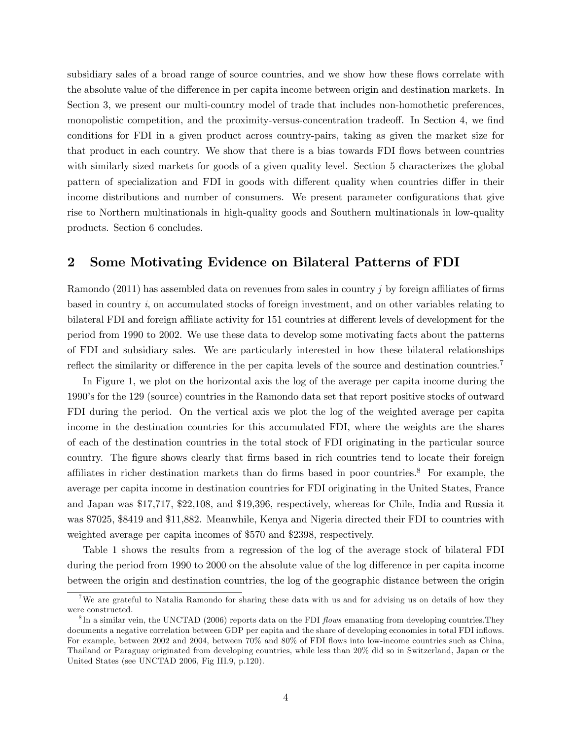subsidiary sales of a broad range of source countries, and we show how these flows correlate with the absolute value of the difference in per capita income between origin and destination markets. In Section 3, we present our multi-country model of trade that includes non-homothetic preferences, monopolistic competition, and the proximity-versus-concentration tradeoff. In Section 4, we find conditions for FDI in a given product across country-pairs, taking as given the market size for that product in each country. We show that there is a bias towards FDI flows between countries with similarly sized markets for goods of a given quality level. Section 5 characterizes the global pattern of specialization and FDI in goods with different quality when countries differ in their income distributions and number of consumers. We present parameter configurations that give rise to Northern multinationals in high-quality goods and Southern multinationals in low-quality products. Section 6 concludes.

## 2 Some Motivating Evidence on Bilateral Patterns of FDI

Ramondo (2011) has assembled data on revenues from sales in country $j$ by foreign affiliates of firms based in country $i$, on accumulated stocks of foreign investment, and on other variables relating to bilateral FDI and foreign affiliate activity for 151 countries at different levels of development for the period from 1990 to 2002. We use these data to develop some motivating facts about the patterns of FDI and subsidiary sales. We are particularly interested in how these bilateral relationships reflect the similarity or difference in the per capita levels of the source and destination countries.[7]

In Figure 1, we plot on the horizontal axis the log of the average per capita income during the 1990's for the 129 (source) countries in the Ramondo data set that report positive stocks of outward FDI during the period. On the vertical axis we plot the log of the weighted average per capita income in the destination countries for this accumulated FDI, where the weights are the shares of each of the destination countries in the total stock of FDI originating in the particular source country. The figure shows clearly that firms based in rich countries tend to locate their foreign affiliates in richer destination markets than do firms based in poor countries.[8] For example, the average per capita income in destination countries for FDI originating in the United States, France and Japan was $17,717, $22,108, and $19,396, respectively, whereas for Chile, India and Russia it was $7025, $8419 and $11,882. Meanwhile, Kenya and Nigeria directed their FDI to countries with weighted average per capita incomes of $570 and $2398, respectively.

Table 1 shows the results from a regression of the log of the average stock of bilateral FDI during the period from 1990 to 2000 on the absolute value of the log difference in per capita income between the origin and destination countries, the log of the geographic distance between the origin

---

[7] We are grateful to Natalia Ramondo for sharing these data with us and for advising us on details of how they were constructed.

[8] In a similar vein, the UNCTAD (2006) reports data on the FDI *flows* emanating from developing countries.They documents a negative correlation between GDP per capita and the share of developing economies in total FDI inflows. For example, between 2002 and 2004, between 70% and 80% of FDI flows into low-income countries such as China, Thailand or Paraguay originated from developing countries, while less than 20% did so in Switzerland, Japan or the United States (see UNCTAD 2006, Fig III.9, p.120).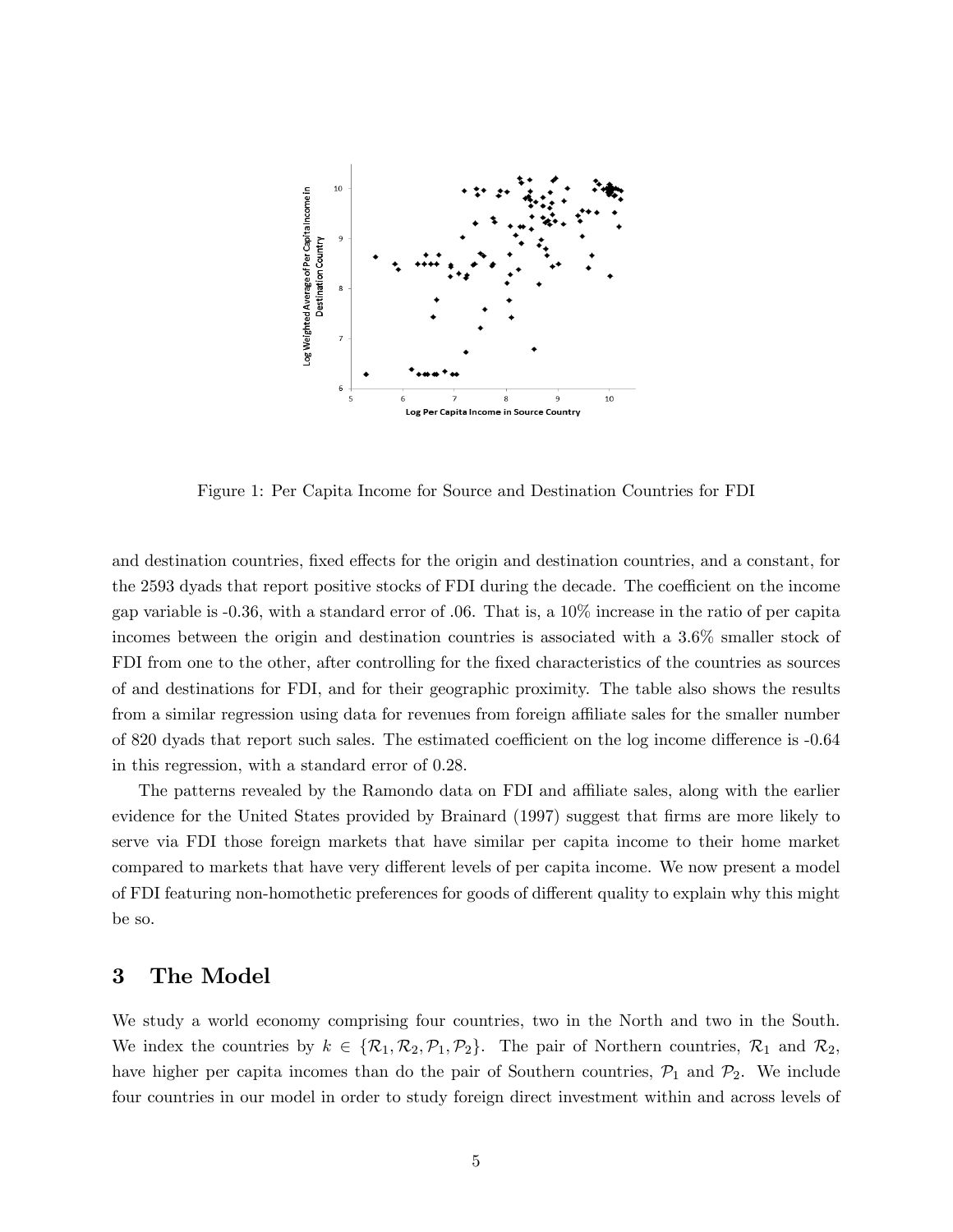Figure 1: Per Capita Income for Source and Destination Countries for FDI

and destination countries, fixed effects for the origin and destination countries, and a constant, for the 2593 dyads that report positive stocks of FDI during the decade. The coefficient on the income gap variable is -0.36, with a standard error of .06. That is, a 10% increase in the ratio of per capita incomes between the origin and destination countries is associated with a 3.6% smaller stock of FDI from one to the other, after controlling for the fixed characteristics of the countries as sources of and destinations for FDI, and for their geographic proximity. The table also shows the results from a similar regression using data for revenues from foreign affiliate sales for the smaller number of 820 dyads that report such sales. The estimated coefficient on the log income difference is -0.64 in this regression, with a standard error of 0.28.

The patterns revealed by the Ramondo data on FDI and affiliate sales, along with the earlier evidence for the United States provided by Brainard (1997) suggest that firms are more likely to serve via FDI those foreign markets that have similar per capita income to their home market compared to markets that have very different levels of per capita income. We now present a model of FDI featuring non-homothetic preferences for goods of different quality to explain why this might be so.

## 3 The Model

We study a world economy comprising four countries, two in the North and two in the South. We index the countries by $k \in \{\mathcal{R}_1, \mathcal{R}_2, \mathcal{P}_1, \mathcal{P}_2\}$. The pair of Northern countries, $\mathcal{R}_1$ and $\mathcal{R}_2$, have higher per capita incomes than do the pair of Southern countries, $\mathcal{P}_1$ and $\mathcal{P}_2$. We include four countries in our model in order to study foreign direct investment within and across levels of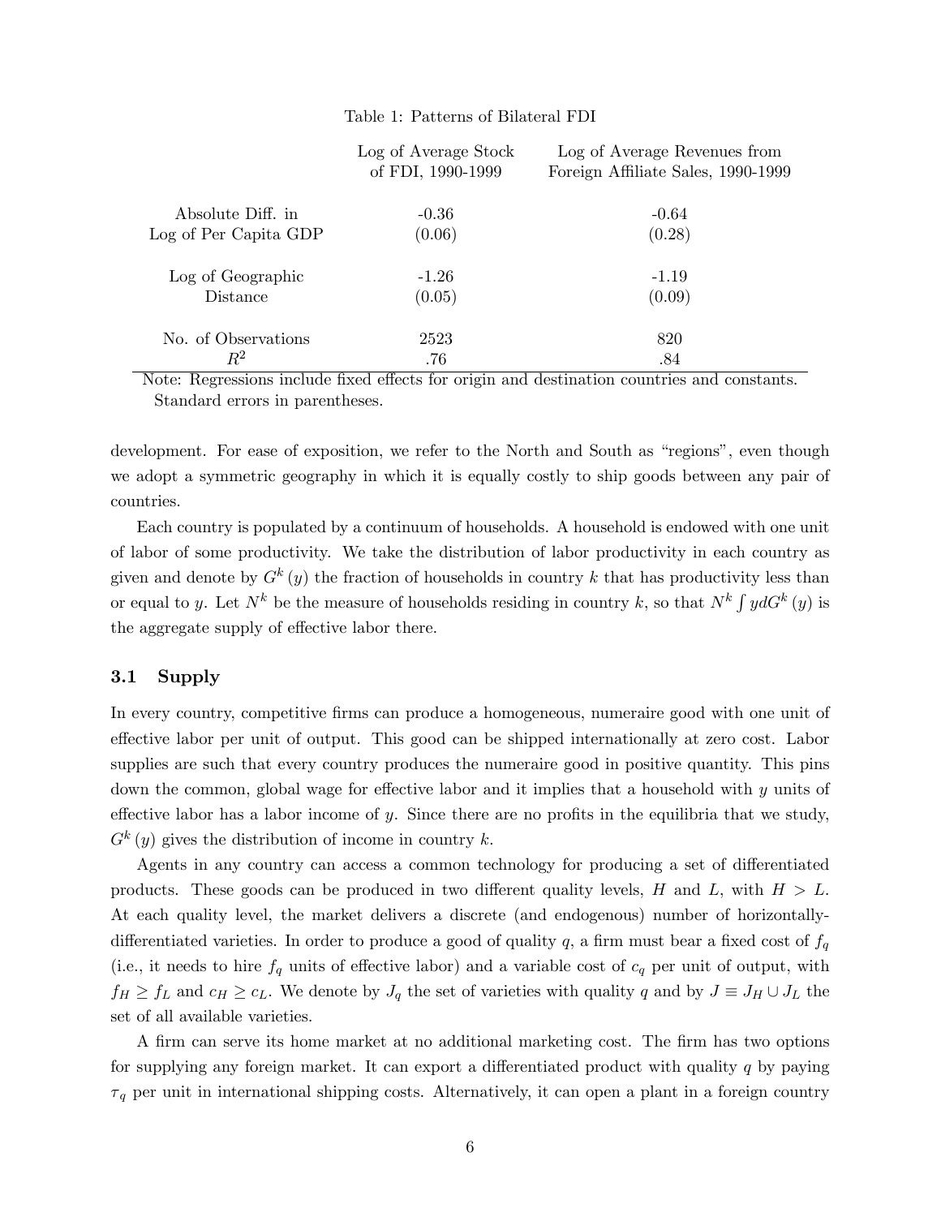Table 1: Patterns of Bilateral FDI

| | Log of Average Stock of FDI, 1990-1999 | Log of Average Revenues from Foreign Affiliate Sales, 1990-1999 |
|---|---|---|
| Absolute Diff. in Log of Per Capita GDP | -0.36 (0.06) | -0.64 (0.28) |
| Log of Geographic Distance | -1.26 (0.05) | -1.19 (0.09) |
| No. of Observations | 2523 | 820 |
| $R^2$ | .76 | .84 |

Note: Regressions include fixed effects for origin and destination countries and constants. Standard errors in parentheses.

development. For ease of exposition, we refer to the North and South as "regions", even though we adopt a symmetric geography in which it is equally costly to ship goods between any pair of countries.

Each country is populated by a continuum of households. A household is endowed with one unit of labor of some productivity. We take the distribution of labor productivity in each country as given and denote by $G^k(y)$ the fraction of households in country $k$ that has productivity less than or equal to $y$. Let $N^k$ be the measure of households residing in country $k$, so that $N^k \int y dG^k(y)$ is the aggregate supply of effective labor there.

### 3.1 Supply

In every country, competitive firms can produce a homogeneous, numeraire good with one unit of effective labor per unit of output. This good can be shipped internationally at zero cost. Labor supplies are such that every country produces the numeraire good in positive quantity. This pins down the common, global wage for effective labor and it implies that a household with $y$ units of effective labor has a labor income of $y$. Since there are no profits in the equilibria that we study, $G^k(y)$ gives the distribution of income in country $k$.

Agents in any country can access a common technology for producing a set of differentiated products. These goods can be produced in two different quality levels, $H$ and $L$, with $H > L$. At each quality level, the market delivers a discrete (and endogenous) number of horizontally-differentiated varieties. In order to produce a good of quality $q$, a firm must bear a fixed cost of $f_q$ (i.e., it needs to hire $f_q$ units of effective labor) and a variable cost of $c_q$ per unit of output, with $f_H \geq f_L$ and $c_H \geq c_L$. We denote by $J_q$ the set of varieties with quality $q$ and by $J \equiv J_H \cup J_L$ the set of all available varieties.

A firm can serve its home market at no additional marketing cost. The firm has two options for supplying any foreign market. It can export a differentiated product with quality $q$ by paying $\tau_q$ per unit in international shipping costs. Alternatively, it can open a plant in a foreign country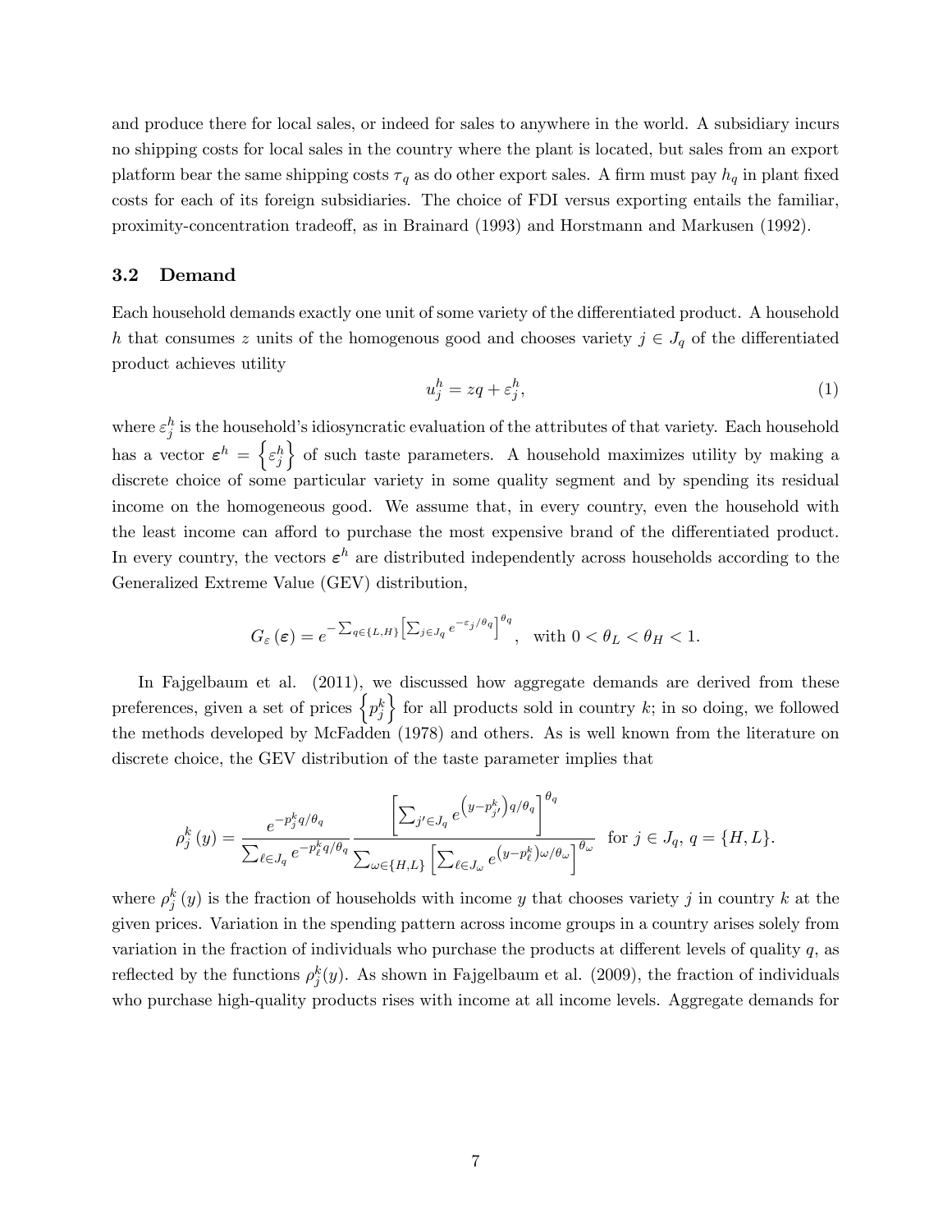and produce there for local sales, or indeed for sales to anywhere in the world. A subsidiary incurs no shipping costs for local sales in the country where the plant is located, but sales from an export platform bear the same shipping costs $\tau_q$ as do other export sales. A firm must pay $h_q$ in plant fixed costs for each of its foreign subsidiaries. The choice of FDI versus exporting entails the familiar, proximity-concentration tradeoff, as in Brainard (1993) and Horstmann and Markusen (1992).

### 3.2 Demand

Each household demands exactly one unit of some variety of the differentiated product. A household $h$ that consumes $z$ units of the homogenous good and chooses variety $j \in J_q$ of the differentiated product achieves utility

$$u_j^h = zq + \varepsilon_j^h, \tag{1}$$

where $\varepsilon_j^h$ is the household's idiosyncratic evaluation of the attributes of that variety. Each household has a vector $\boldsymbol{\varepsilon}^h = \left\{\varepsilon_j^h\right\}$ of such taste parameters. A household maximizes utility by making a discrete choice of some particular variety in some quality segment and by spending its residual income on the homogeneous good. We assume that, in every country, even the household with the least income can afford to purchase the most expensive brand of the differentiated product. In every country, the vectors $\boldsymbol{\varepsilon}^h$ are distributed independently across households according to the Generalized Extreme Value (GEV) distribution,

$$G_\varepsilon(\boldsymbol{\varepsilon}) = e^{-\sum_{q\in\{L,H\}}\left[\sum_{j\in J_q} e^{-\varepsilon_j/\theta_q}\right]^{\theta_q}}, \quad \text{with } 0 < \theta_L < \theta_H < 1.$$

In Fajgelbaum et al. (2011), we discussed how aggregate demands are derived from these preferences, given a set of prices $\left\{p_j^k\right\}$ for all products sold in country $k$; in so doing, we followed the methods developed by McFadden (1978) and others. As is well known from the literature on discrete choice, the GEV distribution of the taste parameter implies that

$$\rho_j^k(y) = \frac{e^{-p_j^k q/\theta_q}}{\sum_{\ell\in J_q} e^{-p_\ell^k q/\theta_q}} \frac{\left[\sum_{j'\in J_q} e^{\left(y-p_{j'}^k\right)q/\theta_q}\right]^{\theta_q}}{\sum_{\omega\in\{H,L\}}\left[\sum_{\ell\in J_\omega} e^{\left(y-p_\ell^k\right)\omega/\theta_\omega}\right]^{\theta_\omega}} \quad \text{for } j \in J_q,\ q = \{H, L\}.$$

where $\rho_j^k(y)$ is the fraction of households with income $y$ that chooses variety $j$ in country $k$ at the given prices. Variation in the spending pattern across income groups in a country arises solely from variation in the fraction of individuals who purchase the products at different levels of quality $q$, as reflected by the functions $\rho_j^k(y)$. As shown in Fajgelbaum et al. (2009), the fraction of individuals who purchase high-quality products rises with income at all income levels. Aggregate demands for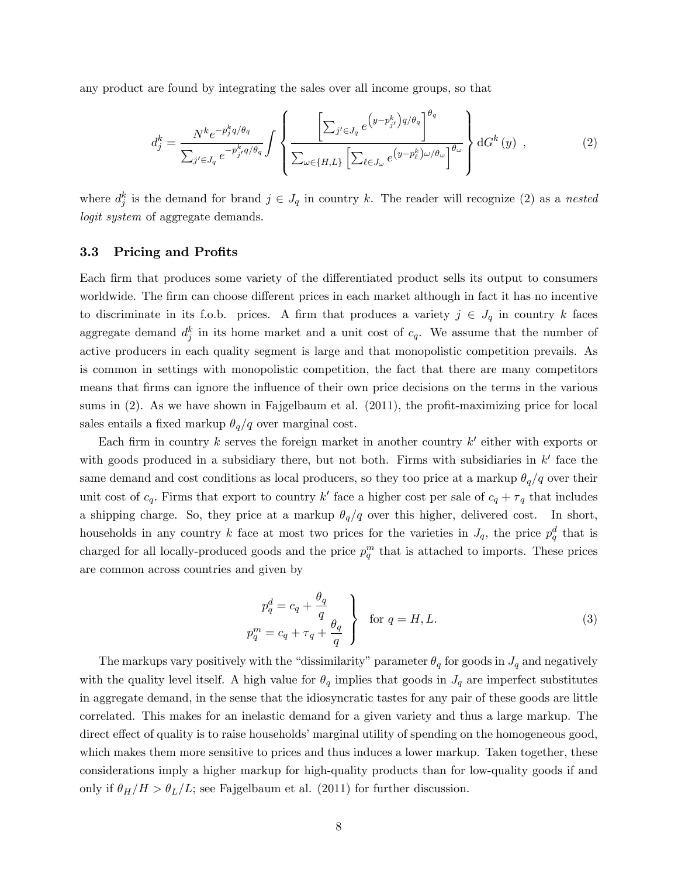any product are found by integrating the sales over all income groups, so that

$$d_j^k = \frac{N^k e^{-p_j^k q/\theta_q}}{\sum_{j' \in J_q} e^{-p_{j'}^k q/\theta_q}} \int \left\{ \frac{\left[ \sum_{j' \in J_q} e^{\left(y - p_{j'}^k\right) q/\theta_q} \right]^{\theta_q}}{\sum_{\omega \in \{H,L\}} \left[ \sum_{\ell \in J_\omega} e^{\left(y - p_\ell^k\right) \omega/\theta_\omega} \right]^{\theta_\omega}} \right\} \mathrm{d}G^k(y) \ , \tag{2}$$

where $d_j^k$ is the demand for brand $j \in J_q$ in country $k$. The reader will recognize (2) as a *nested logit system* of aggregate demands.

### 3.3 Pricing and Profits

Each firm that produces some variety of the differentiated product sells its output to consumers worldwide. The firm can choose different prices in each market although in fact it has no incentive to discriminate in its f.o.b. prices. A firm that produces a variety $j \in J_q$ in country $k$ faces aggregate demand $d_j^k$ in its home market and a unit cost of $c_q$. We assume that the number of active producers in each quality segment is large and that monopolistic competition prevails. As is common in settings with monopolistic competition, the fact that there are many competitors means that firms can ignore the influence of their own price decisions on the terms in the various sums in (2). As we have shown in Fajgelbaum et al. (2011), the profit-maximizing price for local sales entails a fixed markup $\theta_q/q$ over marginal cost.

Each firm in country $k$ serves the foreign market in another country $k'$ either with exports or with goods produced in a subsidiary there, but not both. Firms with subsidiaries in $k'$ face the same demand and cost conditions as local producers, so they too price at a markup $\theta_q/q$ over their unit cost of $c_q$. Firms that export to country $k'$ face a higher cost per sale of $c_q + \tau_q$ that includes a shipping charge. So, they price at a markup $\theta_q/q$ over this higher, delivered cost. In short, households in any country $k$ face at most two prices for the varieties in $J_q$, the price $p_q^d$ that is charged for all locally-produced goods and the price $p_q^m$ that is attached to imports. These prices are common across countries and given by

$$\left. \begin{aligned} p_q^d &= c_q + \frac{\theta_q}{q} \\ p_q^m &= c_q + \tau_q + \frac{\theta_q}{q} \end{aligned} \right\} \quad \text{for } q = H, L. \tag{3}$$

The markups vary positively with the "dissimilarity" parameter $\theta_q$ for goods in $J_q$ and negatively with the quality level itself. A high value for $\theta_q$ implies that goods in $J_q$ are imperfect substitutes in aggregate demand, in the sense that the idiosyncratic tastes for any pair of these goods are little correlated. This makes for an inelastic demand for a given variety and thus a large markup. The direct effect of quality is to raise households' marginal utility of spending on the homogeneous good, which makes them more sensitive to prices and thus induces a lower markup. Taken together, these considerations imply a higher markup for high-quality products than for low-quality goods if and only if $\theta_H/H > \theta_L/L$; see Fajgelbaum et al. (2011) for further discussion.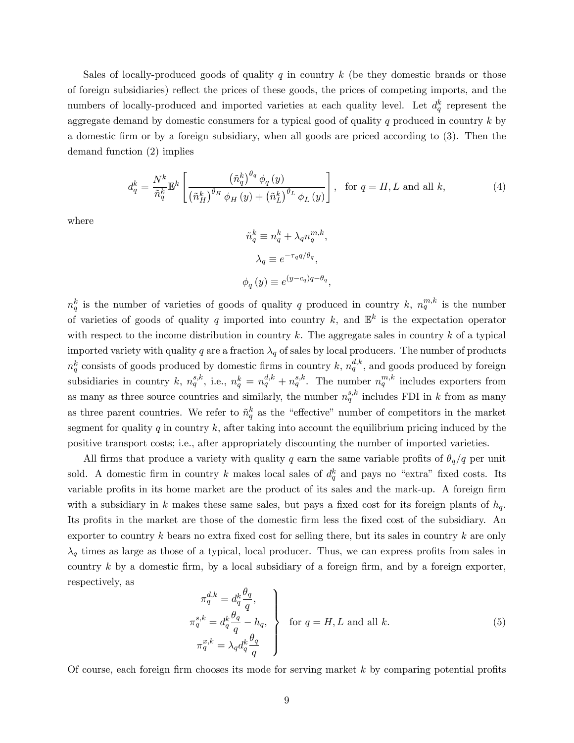Sales of locally-produced goods of quality $q$ in country $k$ (be they domestic brands or those of foreign subsidiaries) reflect the prices of these goods, the prices of competing imports, and the numbers of locally-produced and imported varieties at each quality level. Let $d_q^k$ represent the aggregate demand by domestic consumers for a typical good of quality $q$ produced in country $k$ by a domestic firm or by a foreign subsidiary, when all goods are priced according to (3). Then the demand function (2) implies

$$d_q^k = \frac{N^k}{\tilde{n}_q^k} \mathbb{E}^k \left[ \frac{\left(\tilde{n}_q^k\right)^{\theta_q} \phi_q(y)}{\left(\tilde{n}_H^k\right)^{\theta_H} \phi_H(y) + \left(\tilde{n}_L^k\right)^{\theta_L} \phi_L(y)} \right], \quad \text{for } q = H, L \text{ and all } k, \tag{4}$$

where

$$\tilde{n}_q^k \equiv n_q^k + \lambda_q n_q^{m,k},$$

$$\lambda_q \equiv e^{-\tau_q q/\theta_q},$$

$$\phi_q(y) \equiv e^{(y-c_q)q-\theta_q},$$

$n_q^k$ is the number of varieties of goods of quality $q$ produced in country $k$, $n_q^{m,k}$ is the number of varieties of goods of quality $q$ imported into country $k$, and $\mathbb{E}^k$ is the expectation operator with respect to the income distribution in country $k$. The aggregate sales in country $k$ of a typical imported variety with quality $q$ are a fraction $\lambda_q$ of sales by local producers. The number of products $n_q^k$ consists of goods produced by domestic firms in country $k$, $n_q^{d,k}$, and goods produced by foreign subsidiaries in country $k$, $n_q^{s,k}$, i.e., $n_q^k = n_q^{d,k} + n_q^{s,k}$. The number $n_q^{m,k}$ includes exporters from as many as three source countries and similarly, the number $n_q^{s,k}$ includes FDI in $k$ from as many as three parent countries. We refer to $\tilde{n}_q^k$ as the "effective" number of competitors in the market segment for quality $q$ in country $k$, after taking into account the equilibrium pricing induced by the positive transport costs; i.e., after appropriately discounting the number of imported varieties.

All firms that produce a variety with quality $q$ earn the same variable profits of $\theta_q/q$ per unit sold. A domestic firm in country $k$ makes local sales of $d_q^k$ and pays no "extra" fixed costs. Its variable profits in its home market are the product of its sales and the mark-up. A foreign firm with a subsidiary in $k$ makes these same sales, but pays a fixed cost for its foreign plants of $h_q$. Its profits in the market are those of the domestic firm less the fixed cost of the subsidiary. An exporter to country $k$ bears no extra fixed cost for selling there, but its sales in country $k$ are only $\lambda_q$ times as large as those of a typical, local producer. Thus, we can express profits from sales in country $k$ by a domestic firm, by a local subsidiary of a foreign firm, and by a foreign exporter, respectively, as

$$\left.\begin{aligned} \pi_q^{d,k} &= d_q^k \frac{\theta_q}{q}, \\ \pi_q^{s,k} &= d_q^k \frac{\theta_q}{q} - h_q, \\ \pi_q^{x,k} &= \lambda_q d_q^k \frac{\theta_q}{q} \end{aligned}\right\} \quad \text{for } q = H, L \text{ and all } k. \tag{5}$$

Of course, each foreign firm chooses its mode for serving market $k$ by comparing potential profits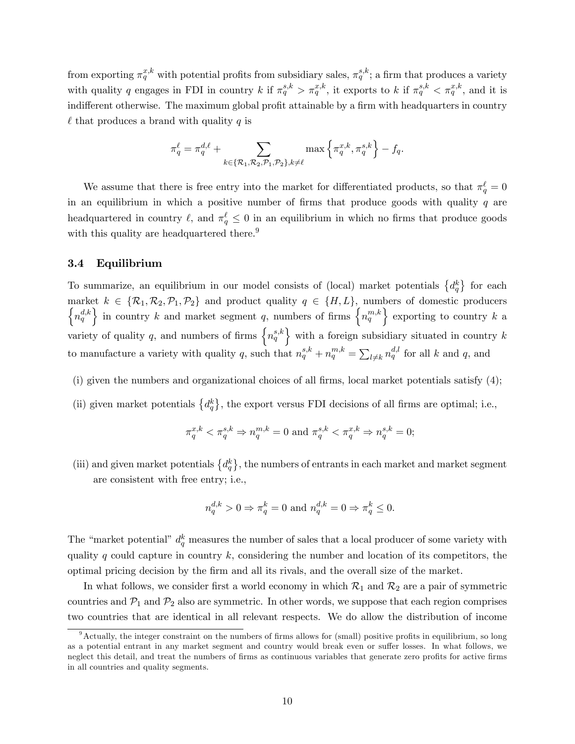from exporting $\pi_q^{x,k}$ with potential profits from subsidiary sales, $\pi_q^{s,k}$; a firm that produces a variety with quality $q$ engages in FDI in country $k$ if $\pi_q^{s,k} > \pi_q^{x,k}$, it exports to $k$ if $\pi_q^{s,k} < \pi_q^{x,k}$, and it is indifferent otherwise. The maximum global profit attainable by a firm with headquarters in country $\ell$ that produces a brand with quality $q$ is

$$\pi_q^{\ell} = \pi_q^{d,\ell} + \sum_{k \in \{\mathcal{R}_1, \mathcal{R}_2, \mathcal{P}_1, \mathcal{P}_2\}, k \neq \ell} \max\left\{\pi_q^{x,k}, \pi_q^{s,k}\right\} - f_q.$$

We assume that there is free entry into the market for differentiated products, so that $\pi_q^{\ell} = 0$ in an equilibrium in which a positive number of firms that produce goods with quality $q$ are headquartered in country $\ell$, and $\pi_q^{\ell} \leq 0$ in an equilibrium in which no firms that produce goods with this quality are headquartered there.[9]

### 3.4 Equilibrium

To summarize, an equilibrium in our model consists of (local) market potentials $\left\{d_q^k\right\}$ for each market $k \in \{\mathcal{R}_1, \mathcal{R}_2, \mathcal{P}_1, \mathcal{P}_2\}$ and product quality $q \in \{H, L\}$, numbers of domestic producers $\left\{n_q^{d,k}\right\}$ in country $k$ and market segment $q$, numbers of firms $\left\{n_q^{m,k}\right\}$ exporting to country $k$ a variety of quality $q$, and numbers of firms $\left\{n_q^{s,k}\right\}$ with a foreign subsidiary situated in country $k$ to manufacture a variety with quality $q$, such that $n_q^{s,k} + n_q^{m,k} = \sum_{l \neq k} n_q^{d,l}$ for all $k$ and $q$, and

(i) given the numbers and organizational choices of all firms, local market potentials satisfy (4);

(ii) given market potentials $\left\{d_q^k\right\}$, the export versus FDI decisions of all firms are optimal; i.e.,

$$\pi_q^{x,k} < \pi_q^{s,k} \Rightarrow n_q^{m,k} = 0 \text{ and } \pi_q^{s,k} < \pi_q^{x,k} \Rightarrow n_q^{s,k} = 0;$$

(iii) and given market potentials $\left\{d_q^k\right\}$, the numbers of entrants in each market and market segment are consistent with free entry; i.e.,

$$n_q^{d,k} > 0 \Rightarrow \pi_q^k = 0 \text{ and } n_q^{d,k} = 0 \Rightarrow \pi_q^k \leq 0.$$

The "market potential" $d_q^k$ measures the number of sales that a local producer of some variety with quality $q$ could capture in country $k$, considering the number and location of its competitors, the optimal pricing decision by the firm and all its rivals, and the overall size of the market.

In what follows, we consider first a world economy in which $\mathcal{R}_1$ and $\mathcal{R}_2$ are a pair of symmetric countries and $\mathcal{P}_1$ and $\mathcal{P}_2$ also are symmetric. In other words, we suppose that each region comprises two countries that are identical in all relevant respects. We do allow the distribution of income

[9] Actually, the integer constraint on the numbers of firms allows for (small) positive profits in equilibrium, so long as a potential entrant in any market segment and country would break even or suffer losses. In what follows, we neglect this detail, and treat the numbers of firms as continuous variables that generate zero profits for active firms in all countries and quality segments.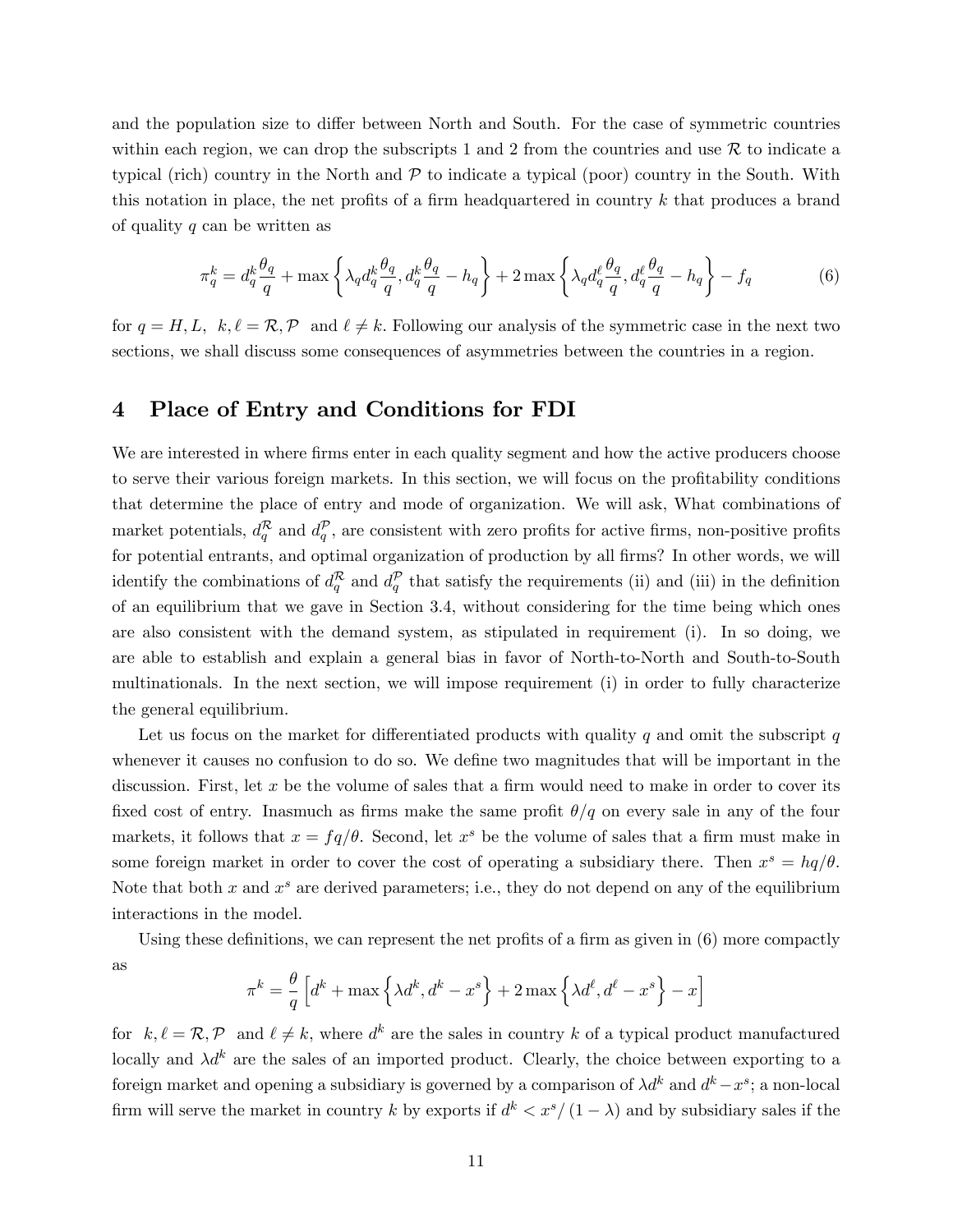and the population size to differ between North and South. For the case of symmetric countries within each region, we can drop the subscripts 1 and 2 from the countries and use $\mathcal{R}$ to indicate a typical (rich) country in the North and $\mathcal{P}$ to indicate a typical (poor) country in the South. With this notation in place, the net profits of a firm headquartered in country $k$ that produces a brand of quality $q$ can be written as

$$\pi_q^k = d_q^k \frac{\theta_q}{q} + \max\left\{\lambda_q d_q^k \frac{\theta_q}{q}, d_q^k \frac{\theta_q}{q} - h_q\right\} + 2\max\left\{\lambda_q d_q^\ell \frac{\theta_q}{q}, d_q^\ell \frac{\theta_q}{q} - h_q\right\} - f_q \tag{6}$$

for $q = H, L,\ \ k, \ell = \mathcal{R}, \mathcal{P}$ and $\ell \neq k$. Following our analysis of the symmetric case in the next two sections, we shall discuss some consequences of asymmetries between the countries in a region.

## 4 Place of Entry and Conditions for FDI

We are interested in where firms enter in each quality segment and how the active producers choose to serve their various foreign markets. In this section, we will focus on the profitability conditions that determine the place of entry and mode of organization. We will ask, What combinations of market potentials, $d_q^{\mathcal{R}}$ and $d_q^{\mathcal{P}}$, are consistent with zero profits for active firms, non-positive profits for potential entrants, and optimal organization of production by all firms? In other words, we will identify the combinations of $d_q^{\mathcal{R}}$ and $d_q^{\mathcal{P}}$ that satisfy the requirements (ii) and (iii) in the definition of an equilibrium that we gave in Section 3.4, without considering for the time being which ones are also consistent with the demand system, as stipulated in requirement (i). In so doing, we are able to establish and explain a general bias in favor of North-to-North and South-to-South multinationals. In the next section, we will impose requirement (i) in order to fully characterize the general equilibrium.

Let us focus on the market for differentiated products with quality $q$ and omit the subscript $q$ whenever it causes no confusion to do so. We define two magnitudes that will be important in the discussion. First, let $x$ be the volume of sales that a firm would need to make in order to cover its fixed cost of entry. Inasmuch as firms make the same profit $\theta/q$ on every sale in any of the four markets, it follows that $x = fq/\theta$. Second, let $x^s$ be the volume of sales that a firm must make in some foreign market in order to cover the cost of operating a subsidiary there. Then $x^s = hq/\theta$. Note that both $x$ and $x^s$ are derived parameters; i.e., they do not depend on any of the equilibrium interactions in the model.

Using these definitions, we can represent the net profits of a firm as given in (6) more compactly as

$$\pi^k = \frac{\theta}{q}\left[d^k + \max\left\{\lambda d^k, d^k - x^s\right\} + 2\max\left\{\lambda d^\ell, d^\ell - x^s\right\} - x\right]$$

for $k, \ell = \mathcal{R}, \mathcal{P}$ and $\ell \neq k$, where $d^k$ are the sales in country $k$ of a typical product manufactured locally and $\lambda d^k$ are the sales of an imported product. Clearly, the choice between exporting to a foreign market and opening a subsidiary is governed by a comparison of $\lambda d^k$ and $d^k - x^s$; a non-local firm will serve the market in country $k$ by exports if $d^k < x^s/(1-\lambda)$ and by subsidiary sales if the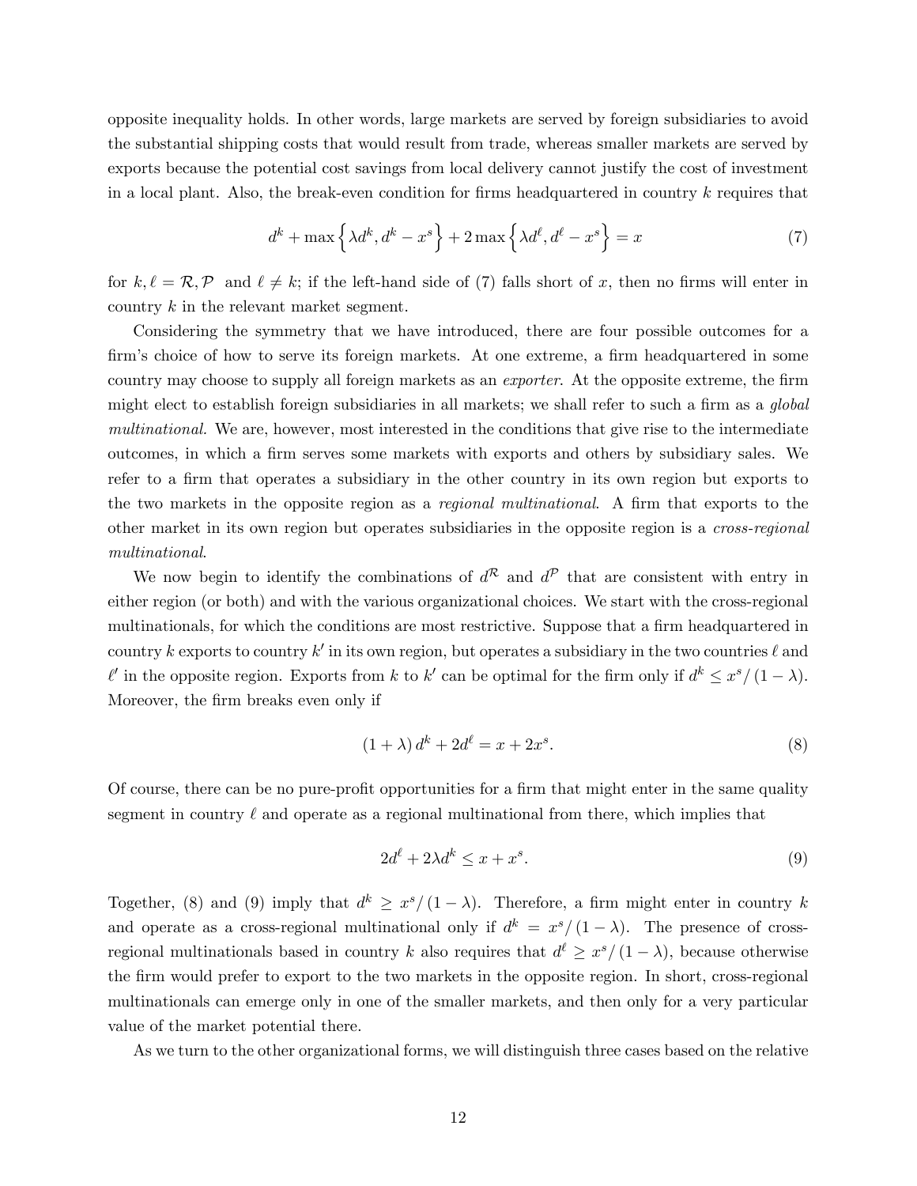opposite inequality holds. In other words, large markets are served by foreign subsidiaries to avoid the substantial shipping costs that would result from trade, whereas smaller markets are served by exports because the potential cost savings from local delivery cannot justify the cost of investment in a local plant. Also, the break-even condition for firms headquartered in country $k$ requires that

$$d^k + \max\left\{\lambda d^k, d^k - x^s\right\} + 2\max\left\{\lambda d^\ell, d^\ell - x^s\right\} = x \tag{7}$$

for $k, \ell = \mathcal{R}, \mathcal{P}$ and $\ell \neq k$; if the left-hand side of (7) falls short of $x$, then no firms will enter in country $k$ in the relevant market segment.

Considering the symmetry that we have introduced, there are four possible outcomes for a firm's choice of how to serve its foreign markets. At one extreme, a firm headquartered in some country may choose to supply all foreign markets as an *exporter*. At the opposite extreme, the firm might elect to establish foreign subsidiaries in all markets; we shall refer to such a firm as a *global multinational*. We are, however, most interested in the conditions that give rise to the intermediate outcomes, in which a firm serves some markets with exports and others by subsidiary sales. We refer to a firm that operates a subsidiary in the other country in its own region but exports to the two markets in the opposite region as a *regional multinational*. A firm that exports to the other market in its own region but operates subsidiaries in the opposite region is a *cross-regional multinational*.

We now begin to identify the combinations of $d^{\mathcal{R}}$ and $d^{\mathcal{P}}$ that are consistent with entry in either region (or both) and with the various organizational choices. We start with the cross-regional multinationals, for which the conditions are most restrictive. Suppose that a firm headquartered in country $k$ exports to country $k'$ in its own region, but operates a subsidiary in the two countries $\ell$ and $\ell'$ in the opposite region. Exports from $k$ to $k'$ can be optimal for the firm only if $d^k \leq x^s/(1-\lambda)$. Moreover, the firm breaks even only if

$$(1+\lambda)\, d^k + 2d^\ell = x + 2x^s. \tag{8}$$

Of course, there can be no pure-profit opportunities for a firm that might enter in the same quality segment in country $\ell$ and operate as a regional multinational from there, which implies that

$$2d^\ell + 2\lambda d^k \leq x + x^s. \tag{9}$$

Together, (8) and (9) imply that $d^k \geq x^s/(1-\lambda)$. Therefore, a firm might enter in country $k$ and operate as a cross-regional multinational only if $d^k = x^s/(1-\lambda)$. The presence of cross-regional multinationals based in country $k$ also requires that $d^\ell \geq x^s/(1-\lambda)$, because otherwise the firm would prefer to export to the two markets in the opposite region. In short, cross-regional multinationals can emerge only in one of the smaller markets, and then only for a very particular value of the market potential there.

As we turn to the other organizational forms, we will distinguish three cases based on the relative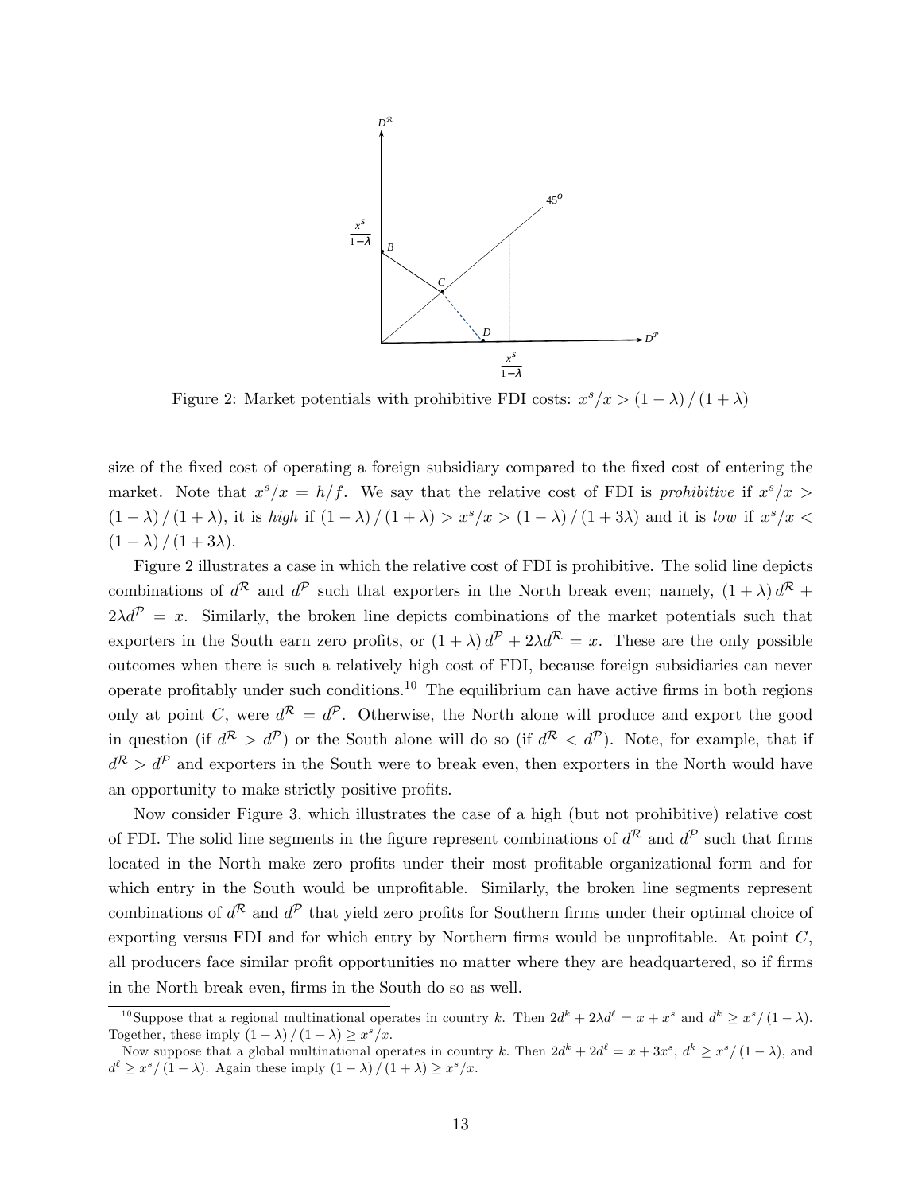Figure 2: Market potentials with prohibitive FDI costs: $x^s/x > (1-\lambda)/(1+\lambda)$

size of the fixed cost of operating a foreign subsidiary compared to the fixed cost of entering the market. Note that $x^s/x = h/f$. We say that the relative cost of FDI is *prohibitive* if $x^s/x > (1-\lambda)/(1+\lambda)$, it is *high* if $(1-\lambda)/(1+\lambda) > x^s/x > (1-\lambda)/(1+3\lambda)$ and it is *low* if $x^s/x < (1-\lambda)/(1+3\lambda)$.

Figure 2 illustrates a case in which the relative cost of FDI is prohibitive. The solid line depicts combinations of $d^{\mathcal{R}}$ and $d^{\mathcal{P}}$ such that exporters in the North break even; namely, $(1+\lambda) d^{\mathcal{R}} + 2\lambda d^{\mathcal{P}} = x$. Similarly, the broken line depicts combinations of the market potentials such that exporters in the South earn zero profits, or $(1+\lambda) d^{\mathcal{P}} + 2\lambda d^{\mathcal{R}} = x$. These are the only possible outcomes when there is such a relatively high cost of FDI, because foreign subsidiaries can never operate profitably under such conditions.[10] The equilibrium can have active firms in both regions only at point $C$, were $d^{\mathcal{R}} = d^{\mathcal{P}}$. Otherwise, the North alone will produce and export the good in question (if $d^{\mathcal{R}} > d^{\mathcal{P}}$) or the South alone will do so (if $d^{\mathcal{R}} < d^{\mathcal{P}}$). Note, for example, that if $d^{\mathcal{R}} > d^{\mathcal{P}}$ and exporters in the South were to break even, then exporters in the North would have an opportunity to make strictly positive profits.

Now consider Figure 3, which illustrates the case of a high (but not prohibitive) relative cost of FDI. The solid line segments in the figure represent combinations of $d^{\mathcal{R}}$ and $d^{\mathcal{P}}$ such that firms located in the North make zero profits under their most profitable organizational form and for which entry in the South would be unprofitable. Similarly, the broken line segments represent combinations of $d^{\mathcal{R}}$ and $d^{\mathcal{P}}$ that yield zero profits for Southern firms under their optimal choice of exporting versus FDI and for which entry by Northern firms would be unprofitable. At point $C$, all producers face similar profit opportunities no matter where they are headquartered, so if firms in the North break even, firms in the South do so as well.

[10] Suppose that a regional multinational operates in country $k$. Then $2d^k + 2\lambda d^\ell = x + x^s$ and $d^k \geq x^s/(1-\lambda)$. Together, these imply $(1-\lambda)/(1+\lambda) \geq x^s/x$.

Now suppose that a global multinational operates in country $k$. Then $2d^k + 2d^\ell = x + 3x^s$, $d^k \geq x^s/(1-\lambda)$, and $d^\ell \geq x^s/(1-\lambda)$. Again these imply $(1-\lambda)/(1+\lambda) \geq x^s/x$.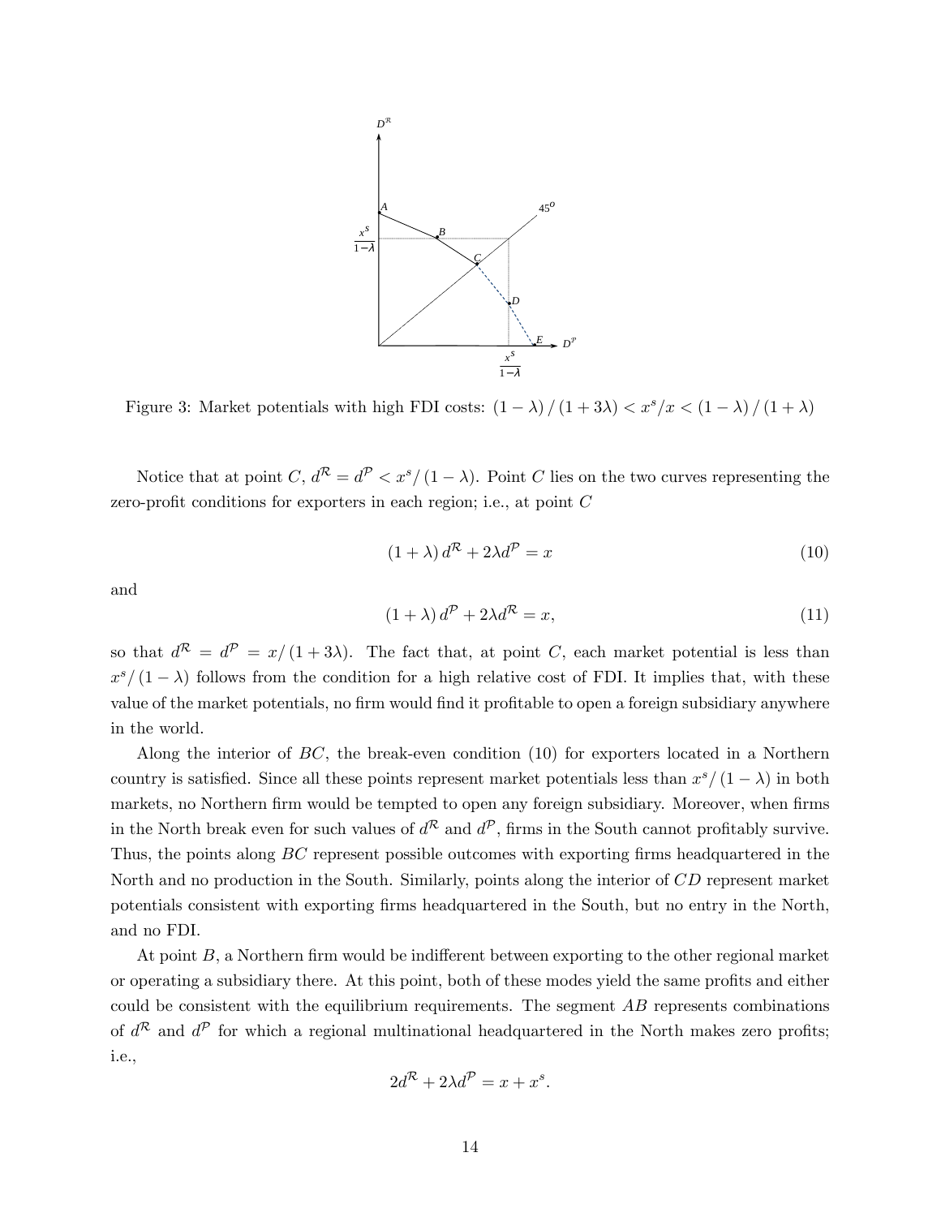Figure 3: Market potentials with high FDI costs: $(1-\lambda)/(1+3\lambda) < x^s/x < (1-\lambda)/(1+\lambda)$

Notice that at point $C$, $d^{\mathcal{R}} = d^{\mathcal{P}} < x^s/(1-\lambda)$. Point $C$ lies on the two curves representing the zero-profit conditions for exporters in each region; i.e., at point $C$

$$(1+\lambda) d^{\mathcal{R}} + 2\lambda d^{\mathcal{P}} = x \tag{10}$$

and

$$(1+\lambda) d^{\mathcal{P}} + 2\lambda d^{\mathcal{R}} = x, \tag{11}$$

so that $d^{\mathcal{R}} = d^{\mathcal{P}} = x/(1+3\lambda)$. The fact that, at point $C$, each market potential is less than $x^s/(1-\lambda)$ follows from the condition for a high relative cost of FDI. It implies that, with these value of the market potentials, no firm would find it profitable to open a foreign subsidiary anywhere in the world.

Along the interior of $BC$, the break-even condition (10) for exporters located in a Northern country is satisfied. Since all these points represent market potentials less than $x^s/(1-\lambda)$ in both markets, no Northern firm would be tempted to open any foreign subsidiary. Moreover, when firms in the North break even for such values of $d^{\mathcal{R}}$ and $d^{\mathcal{P}}$, firms in the South cannot profitably survive. Thus, the points along $BC$ represent possible outcomes with exporting firms headquartered in the North and no production in the South. Similarly, points along the interior of $CD$ represent market potentials consistent with exporting firms headquartered in the South, but no entry in the North, and no FDI.

At point $B$, a Northern firm would be indifferent between exporting to the other regional market or operating a subsidiary there. At this point, both of these modes yield the same profits and either could be consistent with the equilibrium requirements. The segment $AB$ represents combinations of $d^{\mathcal{R}}$ and $d^{\mathcal{P}}$ for which a regional multinational headquartered in the North makes zero profits; i.e.,

$$2d^{\mathcal{R}} + 2\lambda d^{\mathcal{P}} = x + x^s.$$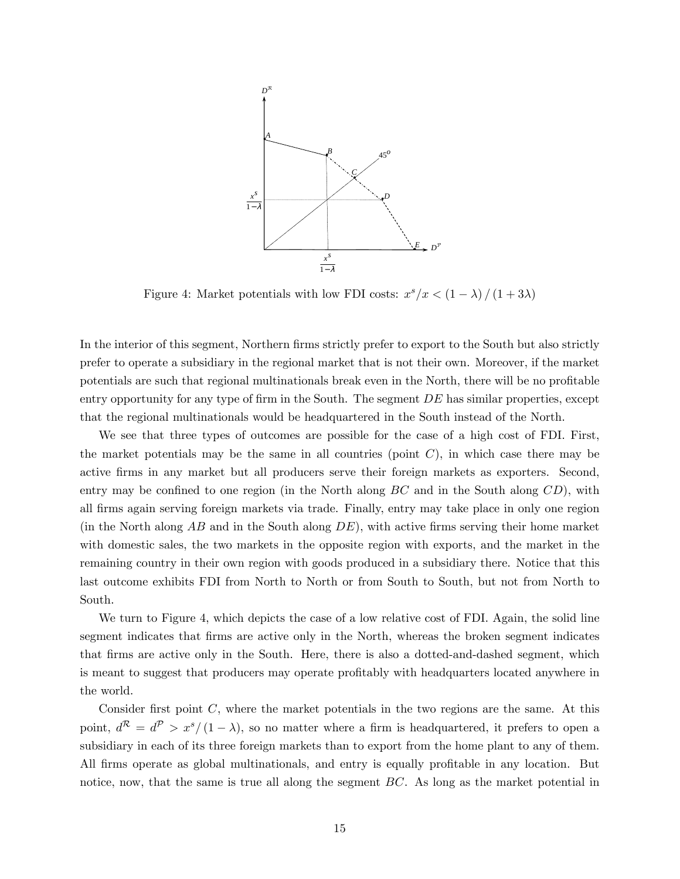Figure 4: Market potentials with low FDI costs: $x^s/x < (1-\lambda)/(1+3\lambda)$

In the interior of this segment, Northern firms strictly prefer to export to the South but also strictly prefer to operate a subsidiary in the regional market that is not their own. Moreover, if the market potentials are such that regional multinationals break even in the North, there will be no profitable entry opportunity for any type of firm in the South. The segment $DE$ has similar properties, except that the regional multinationals would be headquartered in the South instead of the North.

We see that three types of outcomes are possible for the case of a high cost of FDI. First, the market potentials may be the same in all countries (point $C$), in which case there may be active firms in any market but all producers serve their foreign markets as exporters. Second, entry may be confined to one region (in the North along $BC$ and in the South along $CD$), with all firms again serving foreign markets via trade. Finally, entry may take place in only one region (in the North along $AB$ and in the South along $DE$), with active firms serving their home market with domestic sales, the two markets in the opposite region with exports, and the market in the remaining country in their own region with goods produced in a subsidiary there. Notice that this last outcome exhibits FDI from North to North or from South to South, but not from North to South.

We turn to Figure 4, which depicts the case of a low relative cost of FDI. Again, the solid line segment indicates that firms are active only in the North, whereas the broken segment indicates that firms are active only in the South. Here, there is also a dotted-and-dashed segment, which is meant to suggest that producers may operate profitably with headquarters located anywhere in the world.

Consider first point $C$, where the market potentials in the two regions are the same. At this point, $d^{\mathcal{R}} = d^{\mathcal{P}} > x^s/(1-\lambda)$, so no matter where a firm is headquartered, it prefers to open a subsidiary in each of its three foreign markets than to export from the home plant to any of them. All firms operate as global multinationals, and entry is equally profitable in any location. But notice, now, that the same is true all along the segment $BC$. As long as the market potential in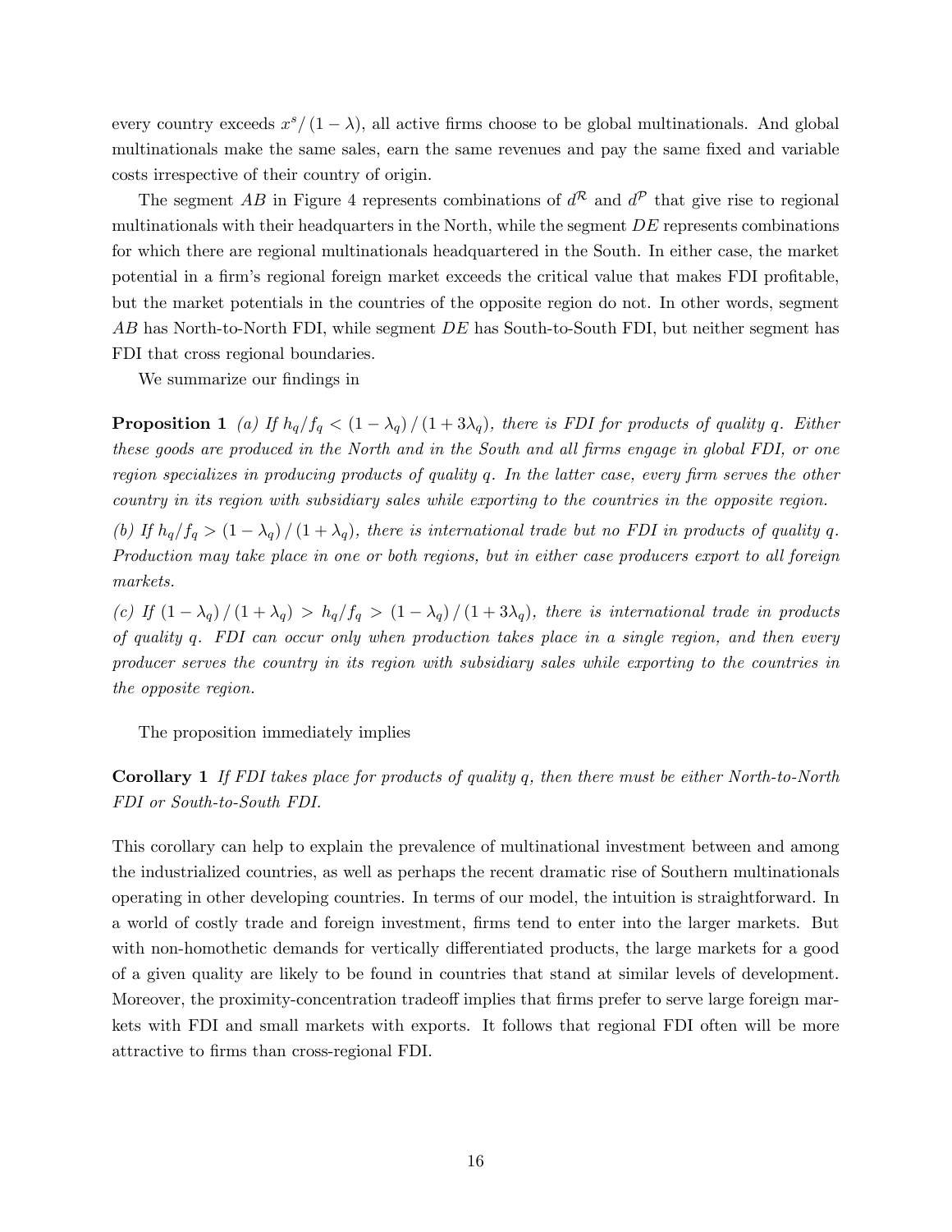every country exceeds $x^s/(1-\lambda)$, all active firms choose to be global multinationals. And global multinationals make the same sales, earn the same revenues and pay the same fixed and variable costs irrespective of their country of origin.

The segment $AB$ in Figure 4 represents combinations of $d^{\mathcal{R}}$ and $d^{\mathcal{P}}$ that give rise to regional multinationals with their headquarters in the North, while the segment $DE$ represents combinations for which there are regional multinationals headquartered in the South. In either case, the market potential in a firm's regional foreign market exceeds the critical value that makes FDI profitable, but the market potentials in the countries of the opposite region do not. In other words, segment $AB$ has North-to-North FDI, while segment $DE$ has South-to-South FDI, but neither segment has FDI that cross regional boundaries.

We summarize our findings in

**Proposition 1** *(a) If $h_q/f_q < (1-\lambda_q)/(1+3\lambda_q)$, there is FDI for products of quality $q$. Either these goods are produced in the North and in the South and all firms engage in global FDI, or one region specializes in producing products of quality $q$. In the latter case, every firm serves the other country in its region with subsidiary sales while exporting to the countries in the opposite region.*

*(b) If $h_q/f_q > (1-\lambda_q)/(1+\lambda_q)$, there is international trade but no FDI in products of quality $q$. Production may take place in one or both regions, but in either case producers export to all foreign markets.*

*(c) If $(1-\lambda_q)/(1+\lambda_q) > h_q/f_q > (1-\lambda_q)/(1+3\lambda_q)$, there is international trade in products of quality $q$. FDI can occur only when production takes place in a single region, and then every producer serves the country in its region with subsidiary sales while exporting to the countries in the opposite region.*

The proposition immediately implies

**Corollary 1** *If FDI takes place for products of quality $q$, then there must be either North-to-North FDI or South-to-South FDI.*

This corollary can help to explain the prevalence of multinational investment between and among the industrialized countries, as well as perhaps the recent dramatic rise of Southern multinationals operating in other developing countries. In terms of our model, the intuition is straightforward. In a world of costly trade and foreign investment, firms tend to enter into the larger markets. But with non-homothetic demands for vertically differentiated products, the large markets for a good of a given quality are likely to be found in countries that stand at similar levels of development. Moreover, the proximity-concentration tradeoff implies that firms prefer to serve large foreign markets with FDI and small markets with exports. It follows that regional FDI often will be more attractive to firms than cross-regional FDI.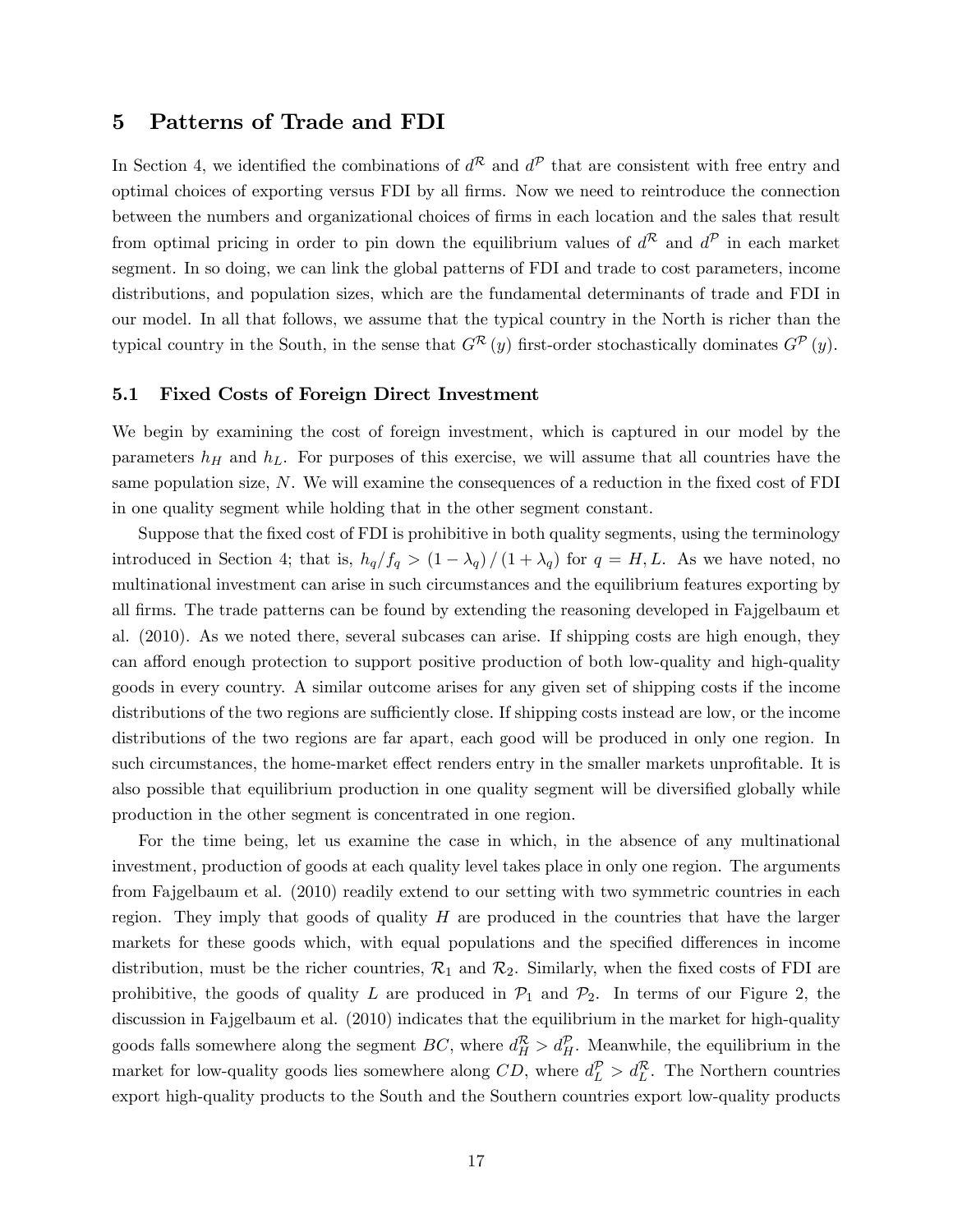## 5 Patterns of Trade and FDI

In Section 4, we identified the combinations of $d^{\mathcal{R}}$ and $d^{\mathcal{P}}$ that are consistent with free entry and optimal choices of exporting versus FDI by all firms. Now we need to reintroduce the connection between the numbers and organizational choices of firms in each location and the sales that result from optimal pricing in order to pin down the equilibrium values of $d^{\mathcal{R}}$ and $d^{\mathcal{P}}$ in each market segment. In so doing, we can link the global patterns of FDI and trade to cost parameters, income distributions, and population sizes, which are the fundamental determinants of trade and FDI in our model. In all that follows, we assume that the typical country in the North is richer than the typical country in the South, in the sense that $G^{\mathcal{R}}(y)$ first-order stochastically dominates $G^{\mathcal{P}}(y)$.

### 5.1 Fixed Costs of Foreign Direct Investment

We begin by examining the cost of foreign investment, which is captured in our model by the parameters $h_H$ and $h_L$. For purposes of this exercise, we will assume that all countries have the same population size, $N$. We will examine the consequences of a reduction in the fixed cost of FDI in one quality segment while holding that in the other segment constant.

Suppose that the fixed cost of FDI is prohibitive in both quality segments, using the terminology introduced in Section 4; that is, $h_q/f_q > (1-\lambda_q)/(1+\lambda_q)$ for $q = H, L$. As we have noted, no multinational investment can arise in such circumstances and the equilibrium features exporting by all firms. The trade patterns can be found by extending the reasoning developed in Fajgelbaum et al. (2010). As we noted there, several subcases can arise. If shipping costs are high enough, they can afford enough protection to support positive production of both low-quality and high-quality goods in every country. A similar outcome arises for any given set of shipping costs if the income distributions of the two regions are sufficiently close. If shipping costs instead are low, or the income distributions of the two regions are far apart, each good will be produced in only one region. In such circumstances, the home-market effect renders entry in the smaller markets unprofitable. It is also possible that equilibrium production in one quality segment will be diversified globally while production in the other segment is concentrated in one region.

For the time being, let us examine the case in which, in the absence of any multinational investment, production of goods at each quality level takes place in only one region. The arguments from Fajgelbaum et al. (2010) readily extend to our setting with two symmetric countries in each region. They imply that goods of quality $H$ are produced in the countries that have the larger markets for these goods which, with equal populations and the specified differences in income distribution, must be the richer countries, $\mathcal{R}_1$ and $\mathcal{R}_2$. Similarly, when the fixed costs of FDI are prohibitive, the goods of quality $L$ are produced in $\mathcal{P}_1$ and $\mathcal{P}_2$. In terms of our Figure 2, the discussion in Fajgelbaum et al. (2010) indicates that the equilibrium in the market for high-quality goods falls somewhere along the segment $BC$, where $d_H^{\mathcal{R}} > d_H^{\mathcal{P}}$. Meanwhile, the equilibrium in the market for low-quality goods lies somewhere along $CD$, where $d_L^{\mathcal{P}} > d_L^{\mathcal{R}}$. The Northern countries export high-quality products to the South and the Southern countries export low-quality products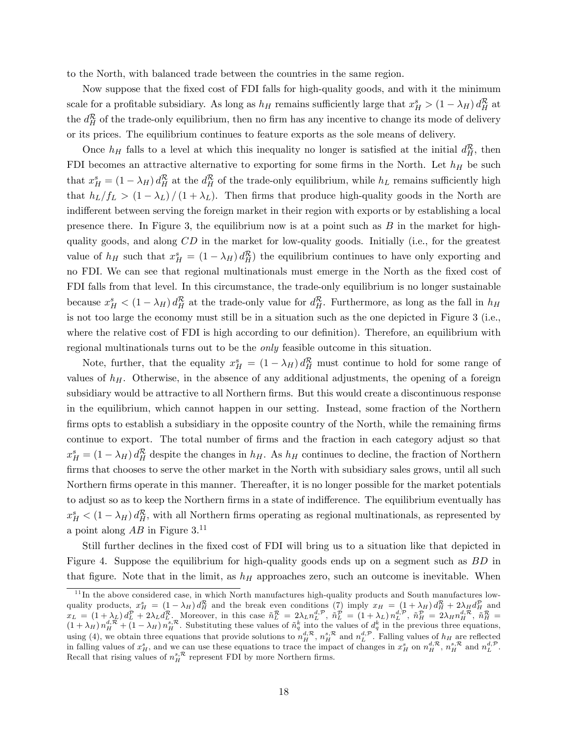to the North, with balanced trade between the countries in the same region.

Now suppose that the fixed cost of FDI falls for high-quality goods, and with it the minimum scale for a profitable subsidiary. As long as $h_H$ remains sufficiently large that $x_H^s > (1 - \lambda_H) d_H^{\mathcal{R}}$ at the $d_H^{\mathcal{R}}$ of the trade-only equilibrium, then no firm has any incentive to change its mode of delivery or its prices. The equilibrium continues to feature exports as the sole means of delivery.

Once $h_H$ falls to a level at which this inequality no longer is satisfied at the initial $d_H^{\mathcal{R}}$, then FDI becomes an attractive alternative to exporting for some firms in the North. Let $h_H$ be such that $x_H^s = (1 - \lambda_H) d_H^{\mathcal{R}}$ at the $d_H^{\mathcal{R}}$ of the trade-only equilibrium, while $h_L$ remains sufficiently high that $h_L/f_L > (1 - \lambda_L) / (1 + \lambda_L)$. Then firms that produce high-quality goods in the North are indifferent between serving the foreign market in their region with exports or by establishing a local presence there. In Figure 3, the equilibrium now is at a point such as $B$ in the market for high-quality goods, and along $CD$ in the market for low-quality goods. Initially (i.e., for the greatest value of $h_H$ such that $x_H^s = (1 - \lambda_H) d_H^{\mathcal{R}}$) the equilibrium continues to have only exporting and no FDI. We can see that regional multinationals must emerge in the North as the fixed cost of FDI falls from that level. In this circumstance, the trade-only equilibrium is no longer sustainable because $x_H^s < (1 - \lambda_H) d_H^{\mathcal{R}}$ at the trade-only value for $d_H^{\mathcal{R}}$. Furthermore, as long as the fall in $h_H$ is not too large the economy must still be in a situation such as the one depicted in Figure 3 (i.e., where the relative cost of FDI is high according to our definition). Therefore, an equilibrium with regional multinationals turns out to be the *only* feasible outcome in this situation.

Note, further, that the equality $x_H^s = (1 - \lambda_H) d_H^{\mathcal{R}}$ must continue to hold for some range of values of $h_H$. Otherwise, in the absence of any additional adjustments, the opening of a foreign subsidiary would be attractive to all Northern firms. But this would create a discontinuous response in the equilibrium, which cannot happen in our setting. Instead, some fraction of the Northern firms opts to establish a subsidiary in the opposite country of the North, while the remaining firms continue to export. The total number of firms and the fraction in each category adjust so that $x_H^s = (1 - \lambda_H) d_H^{\mathcal{R}}$ despite the changes in $h_H$. As $h_H$ continues to decline, the fraction of Northern firms that chooses to serve the other market in the North with subsidiary sales grows, until all such Northern firms operate in this manner. Thereafter, it is no longer possible for the market potentials to adjust so as to keep the Northern firms in a state of indifference. The equilibrium eventually has $x_H^s < (1 - \lambda_H) d_H^{\mathcal{R}}$, with all Northern firms operating as regional multinationals, as represented by a point along $AB$ in Figure 3.[11]

Still further declines in the fixed cost of FDI will bring us to a situation like that depicted in Figure 4. Suppose the equilibrium for high-quality goods ends up on a segment such as $BD$ in that figure. Note that in the limit, as $h_H$ approaches zero, such an outcome is inevitable. When

[11] In the above considered case, in which North manufactures high-quality products and South manufactures low-quality products, $x_H^s = (1 - \lambda_H) d_H^{\mathcal{R}}$ and the break even conditions (7) imply $x_H = (1 + \lambda_H) d_H^{\mathcal{R}} + 2\lambda_H d_H^{\mathcal{P}}$ and $x_L = (1 + \lambda_L) d_L^{\mathcal{P}} + 2\lambda_L d_L^{\mathcal{R}}$. Moreover, in this case $\tilde{n}_L^{\mathcal{R}} = 2\lambda_L n_L^{d,\mathcal{P}}$, $\tilde{n}_L^{\mathcal{P}} = (1 + \lambda_L) n_L^{d,\mathcal{P}}$, $\tilde{n}_H^{\mathcal{P}} = 2\lambda_H n_H^{d,\mathcal{R}}$, $\tilde{n}_H^{\mathcal{R}} = (1 + \lambda_H) n_H^{d,\mathcal{R}} + (1 - \lambda_H) n_H^{s,\mathcal{R}}$. Substituting these values of $\tilde{n}_q^k$ into the values of $d_q^k$ in the previous three equations, using (4), we obtain three equations that provide solutions to $n_H^{d,\mathcal{R}}$, $n_H^{s,\mathcal{R}}$ and $n_L^{d,\mathcal{P}}$. Falling values of $h_H$ are reflected in falling values of $x_H^s$, and we can use these equations to trace the impact of changes in $x_H^s$ on $n_H^{d,\mathcal{R}}$, $n_H^{s,\mathcal{R}}$ and $n_L^{d,\mathcal{P}}$. Recall that rising values of $n_H^{s,\mathcal{R}}$ represent FDI by more Northern firms.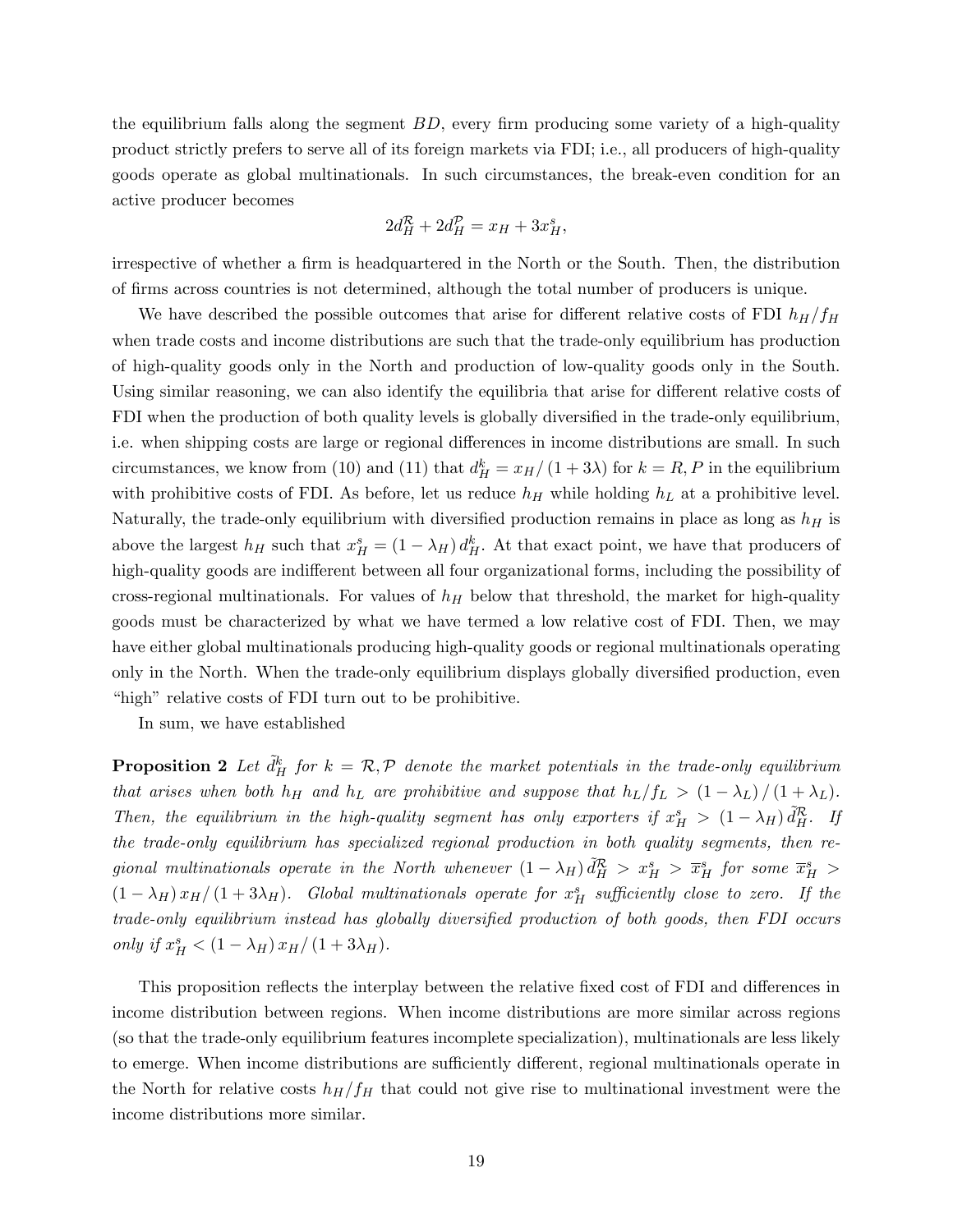the equilibrium falls along the segment $BD$, every firm producing some variety of a high-quality product strictly prefers to serve all of its foreign markets via FDI; i.e., all producers of high-quality goods operate as global multinationals. In such circumstances, the break-even condition for an active producer becomes

$$2d_H^{\mathcal{R}} + 2d_H^{\mathcal{P}} = x_H + 3x_H^s,$$

irrespective of whether a firm is headquartered in the North or the South. Then, the distribution of firms across countries is not determined, although the total number of producers is unique.

We have described the possible outcomes that arise for different relative costs of FDI $h_H/f_H$ when trade costs and income distributions are such that the trade-only equilibrium has production of high-quality goods only in the North and production of low-quality goods only in the South. Using similar reasoning, we can also identify the equilibria that arise for different relative costs of FDI when the production of both quality levels is globally diversified in the trade-only equilibrium, i.e. when shipping costs are large or regional differences in income distributions are small. In such circumstances, we know from (10) and (11) that $d_H^k = x_H/(1+3\lambda)$ for $k = R, P$ in the equilibrium with prohibitive costs of FDI. As before, let us reduce $h_H$ while holding $h_L$ at a prohibitive level. Naturally, the trade-only equilibrium with diversified production remains in place as long as $h_H$ is above the largest $h_H$ such that $x_H^s = (1-\lambda_H)\, d_H^k$. At that exact point, we have that producers of high-quality goods are indifferent between all four organizational forms, including the possibility of cross-regional multinationals. For values of $h_H$ below that threshold, the market for high-quality goods must be characterized by what we have termed a low relative cost of FDI. Then, we may have either global multinationals producing high-quality goods or regional multinationals operating only in the North. When the trade-only equilibrium displays globally diversified production, even "high" relative costs of FDI turn out to be prohibitive.

In sum, we have established

**Proposition 2** *Let $\tilde{d}_H^k$ for $k = \mathcal{R}, \mathcal{P}$ denote the market potentials in the trade-only equilibrium that arises when both $h_H$ and $h_L$ are prohibitive and suppose that $h_L/f_L > (1-\lambda_L)/(1+\lambda_L)$. Then, the equilibrium in the high-quality segment has only exporters if $x_H^s > (1-\lambda_H)\, \tilde{d}_H^{\mathcal{R}}$. If the trade-only equilibrium has specialized regional production in both quality segments, then regional multinationals operate in the North whenever $(1-\lambda_H)\, \tilde{d}_H^{\mathcal{R}} > x_H^s > \overline{x}_H^s$ for some $\overline{x}_H^s > (1-\lambda_H)\, x_H/(1+3\lambda_H)$. Global multinationals operate for $x_H^s$ sufficiently close to zero. If the trade-only equilibrium instead has globally diversified production of both goods, then FDI occurs only if $x_H^s < (1-\lambda_H)\, x_H/(1+3\lambda_H)$.*

This proposition reflects the interplay between the relative fixed cost of FDI and differences in income distribution between regions. When income distributions are more similar across regions (so that the trade-only equilibrium features incomplete specialization), multinationals are less likely to emerge. When income distributions are sufficiently different, regional multinationals operate in the North for relative costs $h_H/f_H$ that could not give rise to multinational investment were the income distributions more similar.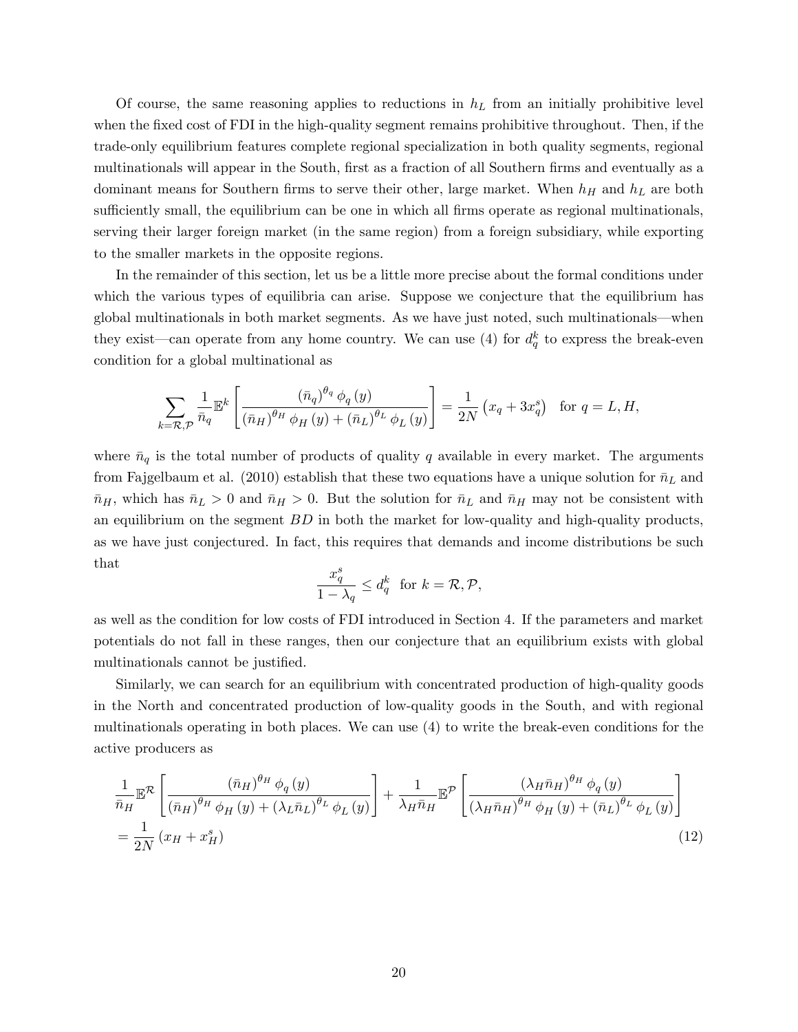Of course, the same reasoning applies to reductions in $h_L$ from an initially prohibitive level when the fixed cost of FDI in the high-quality segment remains prohibitive throughout. Then, if the trade-only equilibrium features complete regional specialization in both quality segments, regional multinationals will appear in the South, first as a fraction of all Southern firms and eventually as a dominant means for Southern firms to serve their other, large market. When $h_H$ and $h_L$ are both sufficiently small, the equilibrium can be one in which all firms operate as regional multinationals, serving their larger foreign market (in the same region) from a foreign subsidiary, while exporting to the smaller markets in the opposite regions.

In the remainder of this section, let us be a little more precise about the formal conditions under which the various types of equilibria can arise. Suppose we conjecture that the equilibrium has global multinationals in both market segments. As we have just noted, such multinationals—when they exist—can operate from any home country. We can use (4) for $d_q^k$ to express the break-even condition for a global multinational as

$$\sum_{k=\mathcal{R},\mathcal{P}} \frac{1}{\bar{n}_q} \mathbb{E}^k \left[ \frac{(\bar{n}_q)^{\theta_q} \phi_q(y)}{(\bar{n}_H)^{\theta_H} \phi_H(y) + (\bar{n}_L)^{\theta_L} \phi_L(y)} \right] = \frac{1}{2N} \left( x_q + 3x_q^s \right) \quad \text{for } q = L, H,$$

where $\bar{n}_q$ is the total number of products of quality $q$ available in every market. The arguments from Fajgelbaum et al. (2010) establish that these two equations have a unique solution for $\bar{n}_L$ and $\bar{n}_H$, which has $\bar{n}_L > 0$ and $\bar{n}_H > 0$. But the solution for $\bar{n}_L$ and $\bar{n}_H$ may not be consistent with an equilibrium on the segment $BD$ in both the market for low-quality and high-quality products, as we have just conjectured. In fact, this requires that demands and income distributions be such that

$$\frac{x_q^s}{1 - \lambda_q} \leq d_q^k \quad \text{for } k = \mathcal{R}, \mathcal{P},$$

as well as the condition for low costs of FDI introduced in Section 4. If the parameters and market potentials do not fall in these ranges, then our conjecture that an equilibrium exists with global multinationals cannot be justified.

Similarly, we can search for an equilibrium with concentrated production of high-quality goods in the North and concentrated production of low-quality goods in the South, and with regional multinationals operating in both places. We can use (4) to write the break-even conditions for the active producers as

$$\frac{1}{\bar{n}_H} \mathbb{E}^{\mathcal{R}} \left[ \frac{(\bar{n}_H)^{\theta_H} \phi_q(y)}{(\bar{n}_H)^{\theta_H} \phi_H(y) + (\lambda_L \bar{n}_L)^{\theta_L} \phi_L(y)} \right] + \frac{1}{\lambda_H \bar{n}_H} \mathbb{E}^{\mathcal{P}} \left[ \frac{(\lambda_H \bar{n}_H)^{\theta_H} \phi_q(y)}{(\lambda_H \bar{n}_H)^{\theta_H} \phi_H(y) + (\bar{n}_L)^{\theta_L} \phi_L(y)} \right]$$
$$= \frac{1}{2N} \left( x_H + x_H^s \right) \tag{12}$$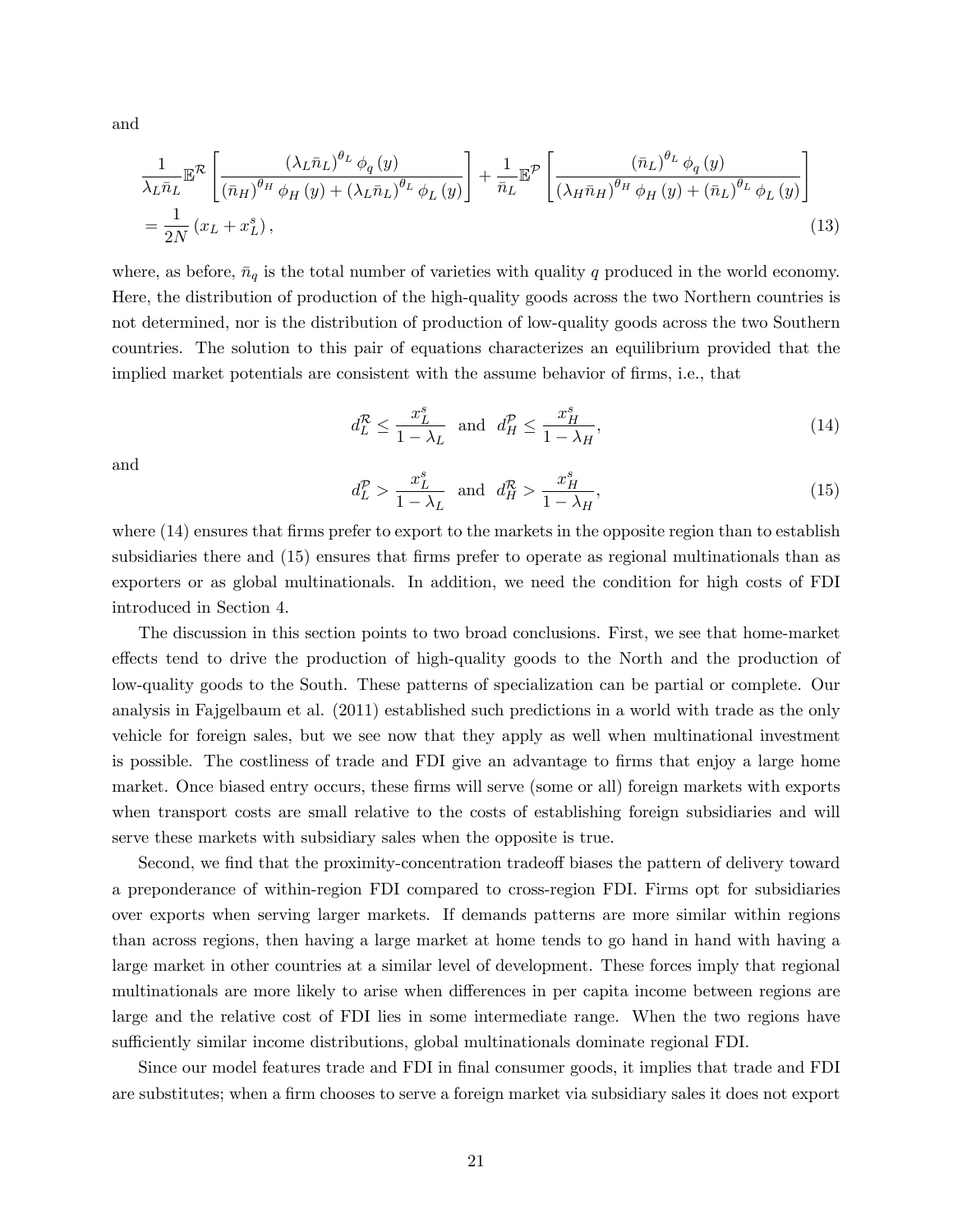and

$$
\frac{1}{\lambda_L \bar{n}_L}\mathbb{E}^{\mathcal{R}}\left[\frac{(\lambda_L \bar{n}_L)^{\theta_L}\phi_q(y)}{(\bar{n}_H)^{\theta_H}\phi_H(y)+(\lambda_L \bar{n}_L)^{\theta_L}\phi_L(y)}\right]+\frac{1}{\bar{n}_L}\mathbb{E}^{\mathcal{P}}\left[\frac{(\bar{n}_L)^{\theta_L}\phi_q(y)}{(\lambda_H \bar{n}_H)^{\theta_H}\phi_H(y)+(\bar{n}_L)^{\theta_L}\phi_L(y)}\right]
$$
$$
=\frac{1}{2N}\left(x_L+x_L^s\right), \tag{13}
$$

where, as before, $\bar{n}_q$ is the total number of varieties with quality $q$ produced in the world economy. Here, the distribution of production of the high-quality goods across the two Northern countries is not determined, nor is the distribution of production of low-quality goods across the two Southern countries. The solution to this pair of equations characterizes an equilibrium provided that the implied market potentials are consistent with the assume behavior of firms, i.e., that

$$
d_L^{\mathcal{R}} \leq \frac{x_L^s}{1-\lambda_L} \quad \text{and} \quad d_H^{\mathcal{P}} \leq \frac{x_H^s}{1-\lambda_H}, \tag{14}
$$

and

$$
d_L^{\mathcal{P}} > \frac{x_L^s}{1-\lambda_L} \quad \text{and} \quad d_H^{\mathcal{R}} > \frac{x_H^s}{1-\lambda_H}, \tag{15}
$$

where (14) ensures that firms prefer to export to the markets in the opposite region than to establish subsidiaries there and (15) ensures that firms prefer to operate as regional multinationals than as exporters or as global multinationals. In addition, we need the condition for high costs of FDI introduced in Section 4.

The discussion in this section points to two broad conclusions. First, we see that home-market effects tend to drive the production of high-quality goods to the North and the production of low-quality goods to the South. These patterns of specialization can be partial or complete. Our analysis in Fajgelbaum et al. (2011) established such predictions in a world with trade as the only vehicle for foreign sales, but we see now that they apply as well when multinational investment is possible. The costliness of trade and FDI give an advantage to firms that enjoy a large home market. Once biased entry occurs, these firms will serve (some or all) foreign markets with exports when transport costs are small relative to the costs of establishing foreign subsidiaries and will serve these markets with subsidiary sales when the opposite is true.

Second, we find that the proximity-concentration tradeoff biases the pattern of delivery toward a preponderance of within-region FDI compared to cross-region FDI. Firms opt for subsidiaries over exports when serving larger markets. If demands patterns are more similar within regions than across regions, then having a large market at home tends to go hand in hand with having a large market in other countries at a similar level of development. These forces imply that regional multinationals are more likely to arise when differences in per capita income between regions are large and the relative cost of FDI lies in some intermediate range. When the two regions have sufficiently similar income distributions, global multinationals dominate regional FDI.

Since our model features trade and FDI in final consumer goods, it implies that trade and FDI are substitutes; when a firm chooses to serve a foreign market via subsidiary sales it does not export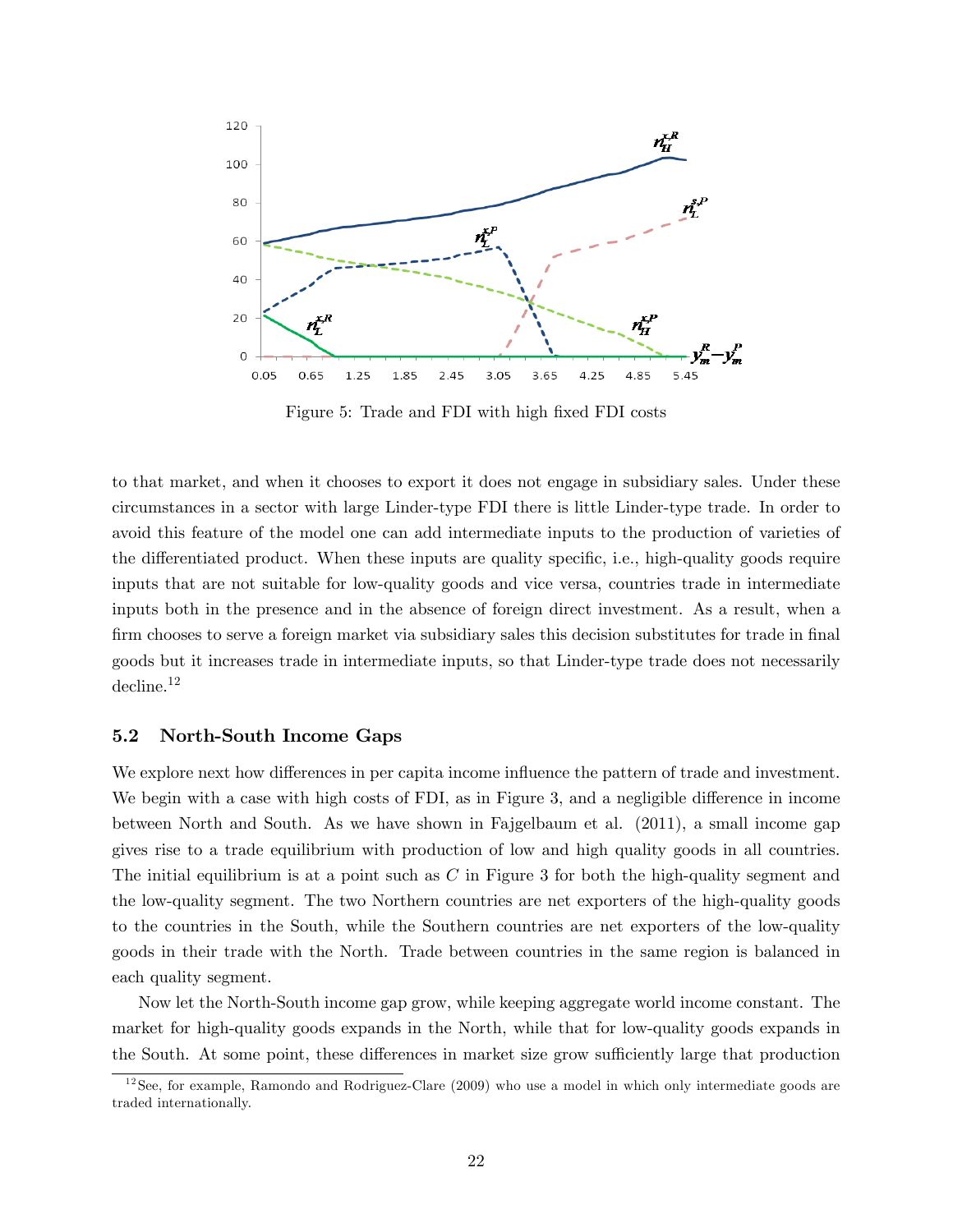Figure 5: Trade and FDI with high fixed FDI costs

to that market, and when it chooses to export it does not engage in subsidiary sales. Under these circumstances in a sector with large Linder-type FDI there is little Linder-type trade. In order to avoid this feature of the model one can add intermediate inputs to the production of varieties of the differentiated product. When these inputs are quality specific, i.e., high-quality goods require inputs that are not suitable for low-quality goods and vice versa, countries trade in intermediate inputs both in the presence and in the absence of foreign direct investment. As a result, when a firm chooses to serve a foreign market via subsidiary sales this decision substitutes for trade in final goods but it increases trade in intermediate inputs, so that Linder-type trade does not necessarily decline.[12]

### 5.2 North-South Income Gaps

We explore next how differences in per capita income influence the pattern of trade and investment. We begin with a case with high costs of FDI, as in Figure 3, and a negligible difference in income between North and South. As we have shown in Fajgelbaum et al. (2011), a small income gap gives rise to a trade equilibrium with production of low and high quality goods in all countries. The initial equilibrium is at a point such as $C$ in Figure 3 for both the high-quality segment and the low-quality segment. The two Northern countries are net exporters of the high-quality goods to the countries in the South, while the Southern countries are net exporters of the low-quality goods in their trade with the North. Trade between countries in the same region is balanced in each quality segment.

Now let the North-South income gap grow, while keeping aggregate world income constant. The market for high-quality goods expands in the North, while that for low-quality goods expands in the South. At some point, these differences in market size grow sufficiently large that production

[12] See, for example, Ramondo and Rodriguez-Clare (2009) who use a model in which only intermediate goods are traded internationally.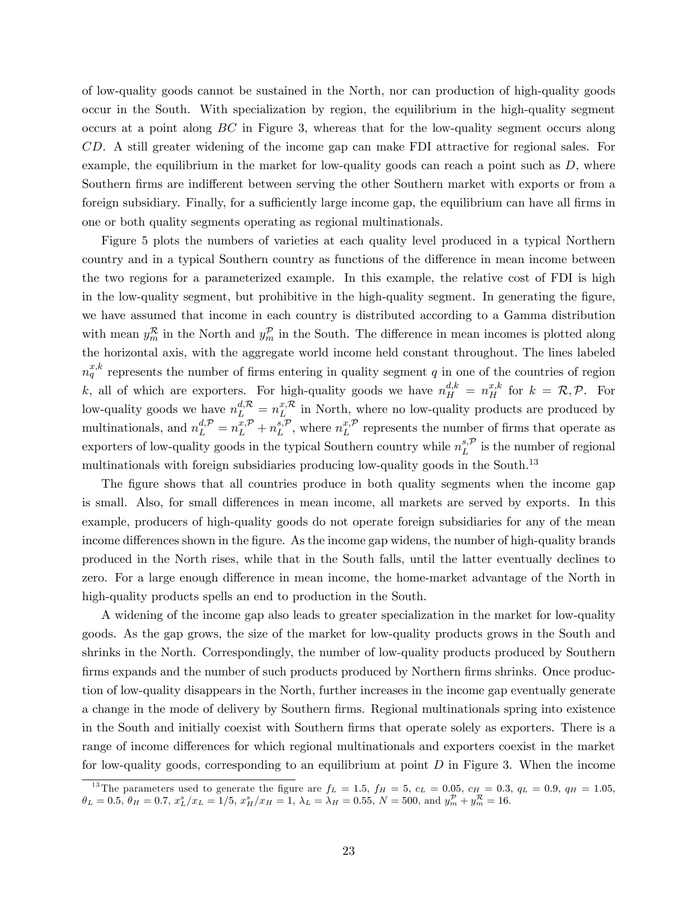of low-quality goods cannot be sustained in the North, nor can production of high-quality goods occur in the South. With specialization by region, the equilibrium in the high-quality segment occurs at a point along $BC$ in Figure 3, whereas that for the low-quality segment occurs along $CD$. A still greater widening of the income gap can make FDI attractive for regional sales. For example, the equilibrium in the market for low-quality goods can reach a point such as $D$, where Southern firms are indifferent between serving the other Southern market with exports or from a foreign subsidiary. Finally, for a sufficiently large income gap, the equilibrium can have all firms in one or both quality segments operating as regional multinationals.

Figure 5 plots the numbers of varieties at each quality level produced in a typical Northern country and in a typical Southern country as functions of the difference in mean income between the two regions for a parameterized example. In this example, the relative cost of FDI is high in the low-quality segment, but prohibitive in the high-quality segment. In generating the figure, we have assumed that income in each country is distributed according to a Gamma distribution with mean $y_m^{\mathcal{R}}$ in the North and $y_m^{\mathcal{P}}$ in the South. The difference in mean incomes is plotted along the horizontal axis, with the aggregate world income held constant throughout. The lines labeled $n_q^{x,k}$ represents the number of firms entering in quality segment $q$ in one of the countries of region $k$, all of which are exporters. For high-quality goods we have $n_H^{d,k} = n_H^{x,k}$ for $k = \mathcal{R}, \mathcal{P}$. For low-quality goods we have $n_L^{d,\mathcal{R}} = n_L^{x,\mathcal{R}}$ in North, where no low-quality products are produced by multinationals, and $n_L^{d,\mathcal{P}} = n_L^{x,\mathcal{P}} + n_L^{s,\mathcal{P}}$, where $n_L^{x,\mathcal{P}}$ represents the number of firms that operate as exporters of low-quality goods in the typical Southern country while $n_L^{s,\mathcal{P}}$ is the number of regional multinationals with foreign subsidiaries producing low-quality goods in the South.[13]

The figure shows that all countries produce in both quality segments when the income gap is small. Also, for small differences in mean income, all markets are served by exports. In this example, producers of high-quality goods do not operate foreign subsidiaries for any of the mean income differences shown in the figure. As the income gap widens, the number of high-quality brands produced in the North rises, while that in the South falls, until the latter eventually declines to zero. For a large enough difference in mean income, the home-market advantage of the North in high-quality products spells an end to production in the South.

A widening of the income gap also leads to greater specialization in the market for low-quality goods. As the gap grows, the size of the market for low-quality products grows in the South and shrinks in the North. Correspondingly, the number of low-quality products produced by Southern firms expands and the number of such products produced by Northern firms shrinks. Once production of low-quality disappears in the North, further increases in the income gap eventually generate a change in the mode of delivery by Southern firms. Regional multinationals spring into existence in the South and initially coexist with Southern firms that operate solely as exporters. There is a range of income differences for which regional multinationals and exporters coexist in the market for low-quality goods, corresponding to an equilibrium at point $D$ in Figure 3. When the income

[13] The parameters used to generate the figure are $f_L = 1.5$, $f_H = 5$, $c_L = 0.05$, $c_H = 0.3$, $q_L = 0.9$, $q_H = 1.05$, $\theta_L = 0.5$, $\theta_H = 0.7$, $x_L^s/x_L = 1/5$, $x_H^s/x_H = 1$, $\lambda_L = \lambda_H = 0.55$, $N = 500$, and $y_m^{\mathcal{P}} + y_m^{\mathcal{R}} = 16$.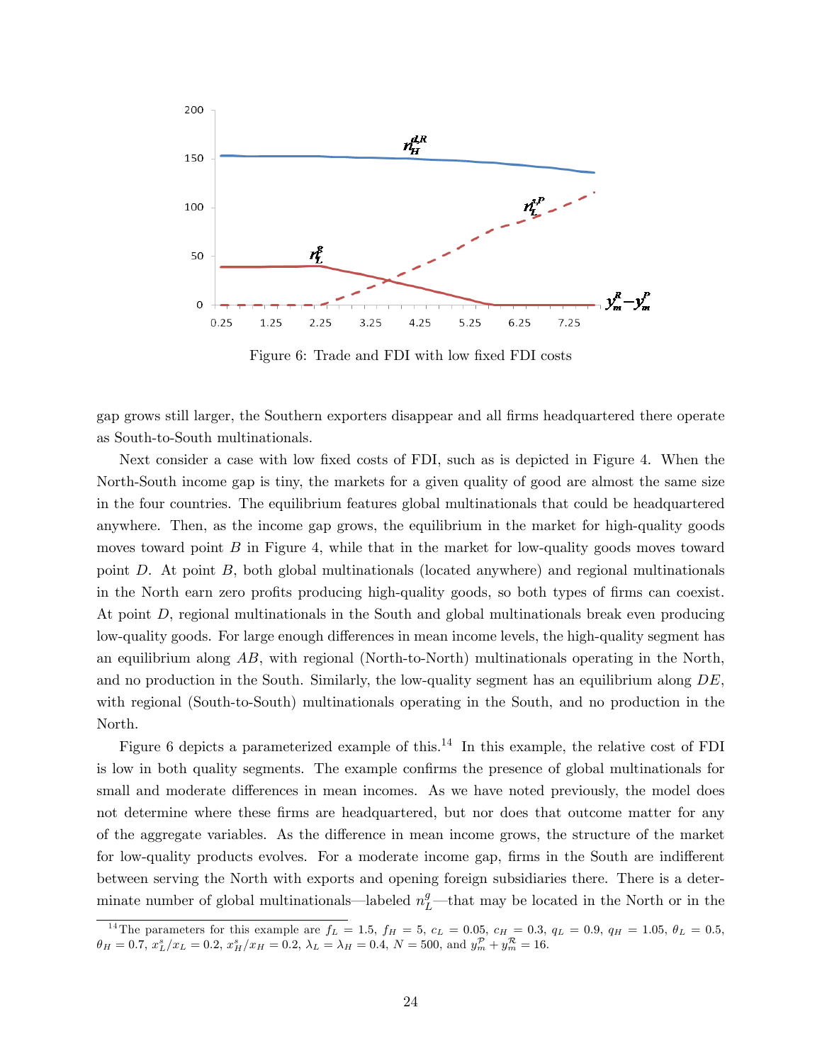Figure 6: Trade and FDI with low fixed FDI costs

gap grows still larger, the Southern exporters disappear and all firms headquartered there operate as South-to-South multinationals.

Next consider a case with low fixed costs of FDI, such as is depicted in Figure 4. When the North-South income gap is tiny, the markets for a given quality of good are almost the same size in the four countries. The equilibrium features global multinationals that could be headquartered anywhere. Then, as the income gap grows, the equilibrium in the market for high-quality goods moves toward point $B$ in Figure 4, while that in the market for low-quality goods moves toward point $D$. At point $B$, both global multinationals (located anywhere) and regional multinationals in the North earn zero profits producing high-quality goods, so both types of firms can coexist. At point $D$, regional multinationals in the South and global multinationals break even producing low-quality goods. For large enough differences in mean income levels, the high-quality segment has an equilibrium along $AB$, with regional (North-to-North) multinationals operating in the North, and no production in the South. Similarly, the low-quality segment has an equilibrium along $DE$, with regional (South-to-South) multinationals operating in the South, and no production in the North.

Figure 6 depicts a parameterized example of this.[14] In this example, the relative cost of FDI is low in both quality segments. The example confirms the presence of global multinationals for small and moderate differences in mean incomes. As we have noted previously, the model does not determine where these firms are headquartered, but nor does that outcome matter for any of the aggregate variables. As the difference in mean income grows, the structure of the market for low-quality products evolves. For a moderate income gap, firms in the South are indifferent between serving the North with exports and opening foreign subsidiaries there. There is a determinate number of global multinationals—labeled $n_L^g$—that may be located in the North or in the

[14] The parameters for this example are $f_L = 1.5$, $f_H = 5$, $c_L = 0.05$, $c_H = 0.3$, $q_L = 0.9$, $q_H = 1.05$, $\theta_L = 0.5$, $\theta_H = 0.7$, $x_L^s/x_L = 0.2$, $x_H^s/x_H = 0.2$, $\lambda_L = \lambda_H = 0.4$, $N = 500$, and $y_m^{\mathcal{P}} + y_m^{\mathcal{R}} = 16$.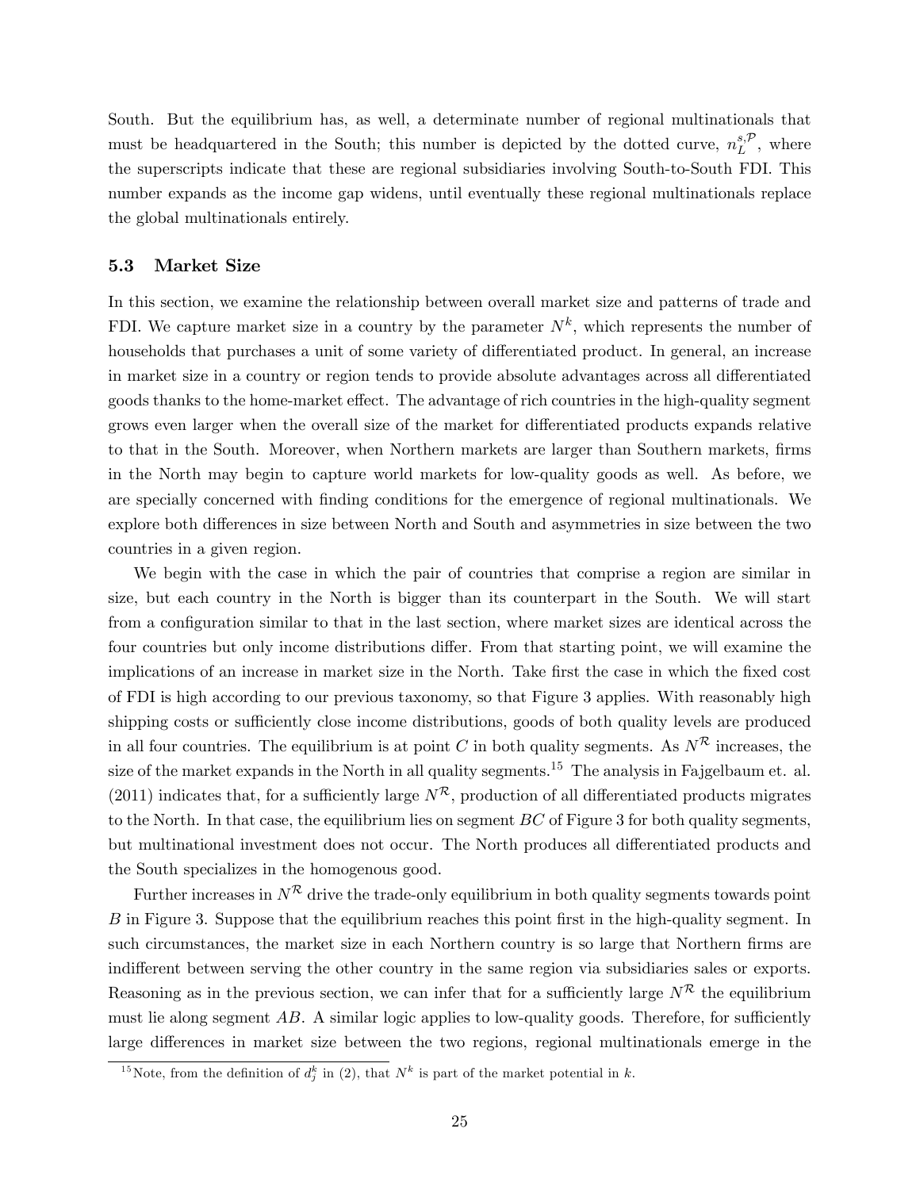South. But the equilibrium has, as well, a determinate number of regional multinationals that must be headquartered in the South; this number is depicted by the dotted curve, $n_L^{s,\mathcal{P}}$, where the superscripts indicate that these are regional subsidiaries involving South-to-South FDI. This number expands as the income gap widens, until eventually these regional multinationals replace the global multinationals entirely.

### 5.3 Market Size

In this section, we examine the relationship between overall market size and patterns of trade and FDI. We capture market size in a country by the parameter $N^k$, which represents the number of households that purchases a unit of some variety of differentiated product. In general, an increase in market size in a country or region tends to provide absolute advantages across all differentiated goods thanks to the home-market effect. The advantage of rich countries in the high-quality segment grows even larger when the overall size of the market for differentiated products expands relative to that in the South. Moreover, when Northern markets are larger than Southern markets, firms in the North may begin to capture world markets for low-quality goods as well. As before, we are specially concerned with finding conditions for the emergence of regional multinationals. We explore both differences in size between North and South and asymmetries in size between the two countries in a given region.

We begin with the case in which the pair of countries that comprise a region are similar in size, but each country in the North is bigger than its counterpart in the South. We will start from a configuration similar to that in the last section, where market sizes are identical across the four countries but only income distributions differ. From that starting point, we will examine the implications of an increase in market size in the North. Take first the case in which the fixed cost of FDI is high according to our previous taxonomy, so that Figure 3 applies. With reasonably high shipping costs or sufficiently close income distributions, goods of both quality levels are produced in all four countries. The equilibrium is at point $C$ in both quality segments. As $N^{\mathcal{R}}$ increases, the size of the market expands in the North in all quality segments.[15] The analysis in Fajgelbaum et. al. (2011) indicates that, for a sufficiently large $N^{\mathcal{R}}$, production of all differentiated products migrates to the North. In that case, the equilibrium lies on segment $BC$ of Figure 3 for both quality segments, but multinational investment does not occur. The North produces all differentiated products and the South specializes in the homogenous good.

Further increases in $N^{\mathcal{R}}$ drive the trade-only equilibrium in both quality segments towards point $B$ in Figure 3. Suppose that the equilibrium reaches this point first in the high-quality segment. In such circumstances, the market size in each Northern country is so large that Northern firms are indifferent between serving the other country in the same region via subsidiaries sales or exports. Reasoning as in the previous section, we can infer that for a sufficiently large $N^{\mathcal{R}}$ the equilibrium must lie along segment $AB$. A similar logic applies to low-quality goods. Therefore, for sufficiently large differences in market size between the two regions, regional multinationals emerge in the

[15] Note, from the definition of $d_j^k$ in (2), that $N^k$ is part of the market potential in $k$.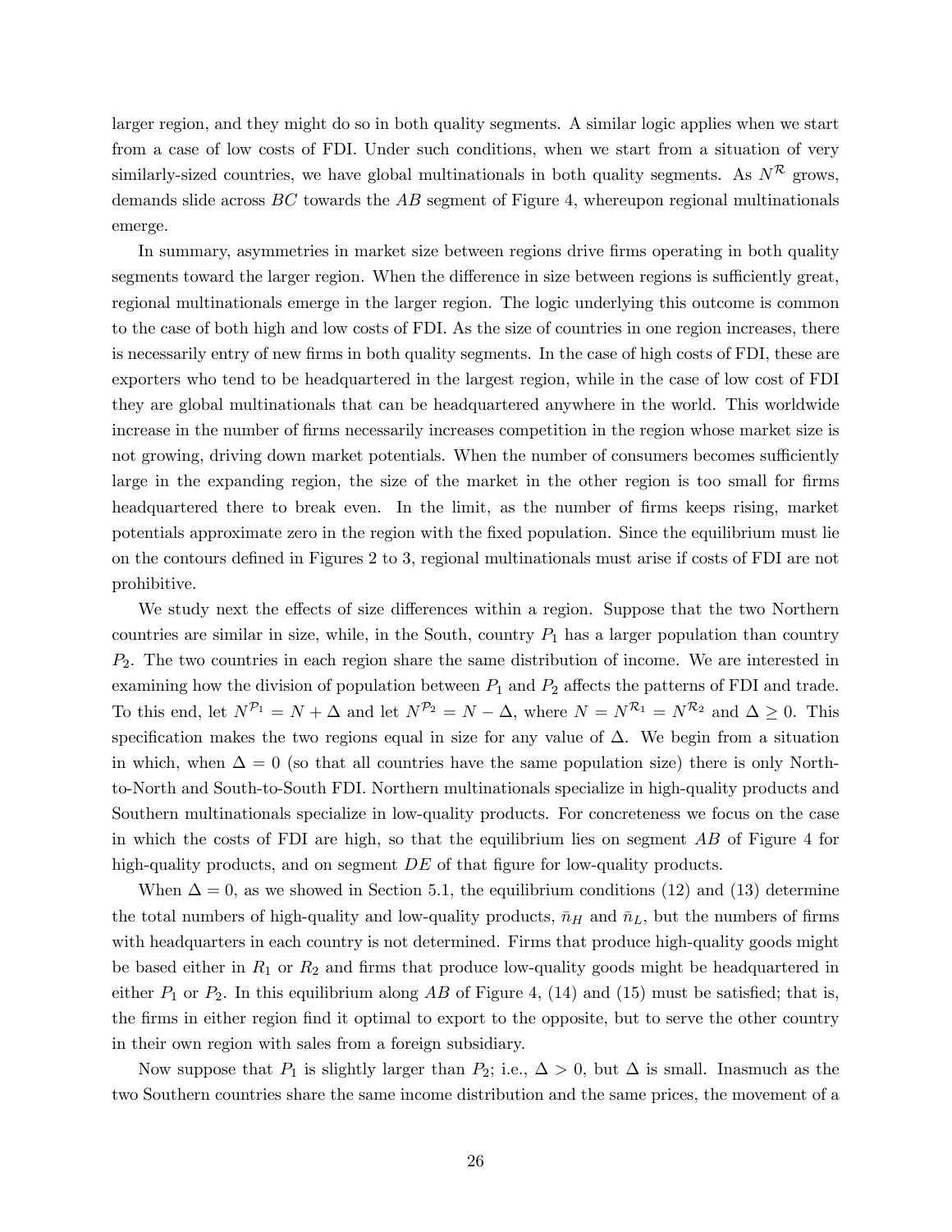larger region, and they might do so in both quality segments. A similar logic applies when we start from a case of low costs of FDI. Under such conditions, when we start from a situation of very similarly-sized countries, we have global multinationals in both quality segments. As $N^{\mathcal{R}}$ grows, demands slide across $BC$ towards the $AB$ segment of Figure 4, whereupon regional multinationals emerge.

In summary, asymmetries in market size between regions drive firms operating in both quality segments toward the larger region. When the difference in size between regions is sufficiently great, regional multinationals emerge in the larger region. The logic underlying this outcome is common to the case of both high and low costs of FDI. As the size of countries in one region increases, there is necessarily entry of new firms in both quality segments. In the case of high costs of FDI, these are exporters who tend to be headquartered in the largest region, while in the case of low cost of FDI they are global multinationals that can be headquartered anywhere in the world. This worldwide increase in the number of firms necessarily increases competition in the region whose market size is not growing, driving down market potentials. When the number of consumers becomes sufficiently large in the expanding region, the size of the market in the other region is too small for firms headquartered there to break even. In the limit, as the number of firms keeps rising, market potentials approximate zero in the region with the fixed population. Since the equilibrium must lie on the contours defined in Figures 2 to 3, regional multinationals must arise if costs of FDI are not prohibitive.

We study next the effects of size differences within a region. Suppose that the two Northern countries are similar in size, while, in the South, country $P_1$ has a larger population than country $P_2$. The two countries in each region share the same distribution of income. We are interested in examining how the division of population between $P_1$ and $P_2$ affects the patterns of FDI and trade. To this end, let $N^{\mathcal{P}_1} = N + \Delta$ and let $N^{\mathcal{P}_2} = N - \Delta$, where $N = N^{\mathcal{R}_1} = N^{\mathcal{R}_2}$ and $\Delta \geq 0$. This specification makes the two regions equal in size for any value of $\Delta$. We begin from a situation in which, when $\Delta = 0$ (so that all countries have the same population size) there is only North-to-North and South-to-South FDI. Northern multinationals specialize in high-quality products and Southern multinationals specialize in low-quality products. For concreteness we focus on the case in which the costs of FDI are high, so that the equilibrium lies on segment $AB$ of Figure 4 for high-quality products, and on segment $DE$ of that figure for low-quality products.

When $\Delta = 0$, as we showed in Section 5.1, the equilibrium conditions (12) and (13) determine the total numbers of high-quality and low-quality products, $\bar{n}_H$ and $\bar{n}_L$, but the numbers of firms with headquarters in each country is not determined. Firms that produce high-quality goods might be based either in $R_1$ or $R_2$ and firms that produce low-quality goods might be headquartered in either $P_1$ or $P_2$. In this equilibrium along $AB$ of Figure 4, (14) and (15) must be satisfied; that is, the firms in either region find it optimal to export to the opposite, but to serve the other country in their own region with sales from a foreign subsidiary.

Now suppose that $P_1$ is slightly larger than $P_2$; i.e., $\Delta > 0$, but $\Delta$ is small. Inasmuch as the two Southern countries share the same income distribution and the same prices, the movement of a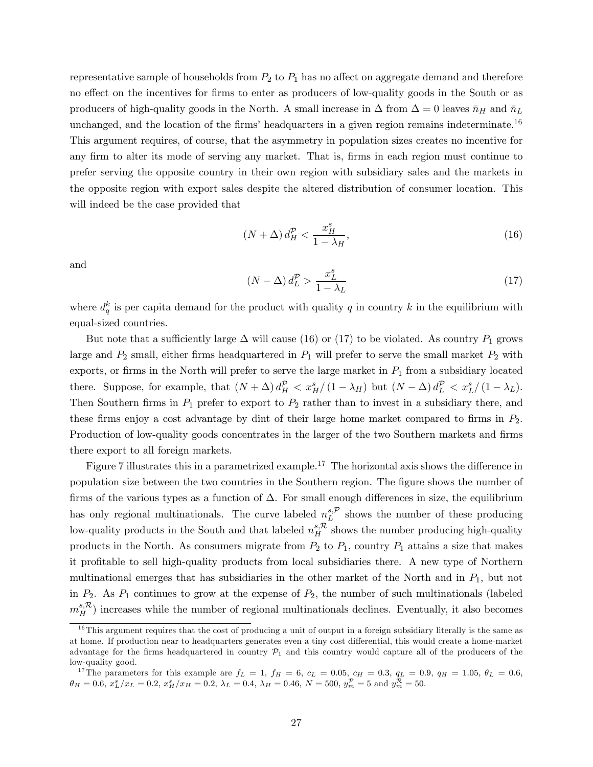representative sample of households from $P_2$ to $P_1$ has no affect on aggregate demand and therefore no effect on the incentives for firms to enter as producers of low-quality goods in the South or as producers of high-quality goods in the North. A small increase in $\Delta$ from $\Delta = 0$ leaves $\bar{n}_H$ and $\bar{n}_L$ unchanged, and the location of the firms' headquarters in a given region remains indeterminate.[16] This argument requires, of course, that the asymmetry in population sizes creates no incentive for any firm to alter its mode of serving any market. That is, firms in each region must continue to prefer serving the opposite country in their own region with subsidiary sales and the markets in the opposite region with export sales despite the altered distribution of consumer location. This will indeed be the case provided that

$$(N + \Delta)\, d_H^{\mathcal{P}} < \frac{x_H^s}{1 - \lambda_H}, \tag{16}$$

and

$$(N - \Delta)\, d_L^{\mathcal{P}} > \frac{x_L^s}{1 - \lambda_L} \tag{17}$$

where $d_q^k$ is per capita demand for the product with quality $q$ in country $k$ in the equilibrium with equal-sized countries.

But note that a sufficiently large $\Delta$ will cause (16) or (17) to be violated. As country $P_1$ grows large and $P_2$ small, either firms headquartered in $P_1$ will prefer to serve the small market $P_2$ with exports, or firms in the North will prefer to serve the large market in $P_1$ from a subsidiary located there. Suppose, for example, that $(N + \Delta)\, d_H^{\mathcal{P}} < x_H^s/(1 - \lambda_H)$ but $(N - \Delta)\, d_L^{\mathcal{P}} < x_L^s/(1 - \lambda_L)$. Then Southern firms in $P_1$ prefer to export to $P_2$ rather than to invest in a subsidiary there, and these firms enjoy a cost advantage by dint of their large home market compared to firms in $P_2$. Production of low-quality goods concentrates in the larger of the two Southern markets and firms there export to all foreign markets.

Figure 7 illustrates this in a parametrized example.[17] The horizontal axis shows the difference in population size between the two countries in the Southern region. The figure shows the number of firms of the various types as a function of $\Delta$. For small enough differences in size, the equilibrium has only regional multinationals. The curve labeled $n_L^{s,\mathcal{P}}$ shows the number of these producing low-quality products in the South and that labeled $n_H^{s,\mathcal{R}}$ shows the number producing high-quality products in the North. As consumers migrate from $P_2$ to $P_1$, country $P_1$ attains a size that makes it profitable to sell high-quality products from local subsidiaries there. A new type of Northern multinational emerges that has subsidiaries in the other market of the North and in $P_1$, but not in $P_2$. As $P_1$ continues to grow at the expense of $P_2$, the number of such multinationals (labeled $m_H^{s,\mathcal{R}}$) increases while the number of regional multinationals declines. Eventually, it also becomes

[16] This argument requires that the cost of producing a unit of output in a foreign subsidiary literally is the same as at home. If production near to headquarters generates even a tiny cost differential, this would create a home-market advantage for the firms headquartered in country $\mathcal{P}_1$ and this country would capture all of the producers of the low-quality good.

[17] The parameters for this example are $f_L = 1$, $f_H = 6$, $c_L = 0.05$, $c_H = 0.3$, $q_L = 0.9$, $q_H = 1.05$, $\theta_L = 0.6$, $\theta_H = 0.6$, $x_L^s/x_L = 0.2$, $x_H^s/x_H = 0.2$, $\lambda_L = 0.4$, $\lambda_H = 0.46$, $N = 500$, $y_m^{\mathcal{P}} = 5$ and $y_m^{\mathcal{R}} = 50$.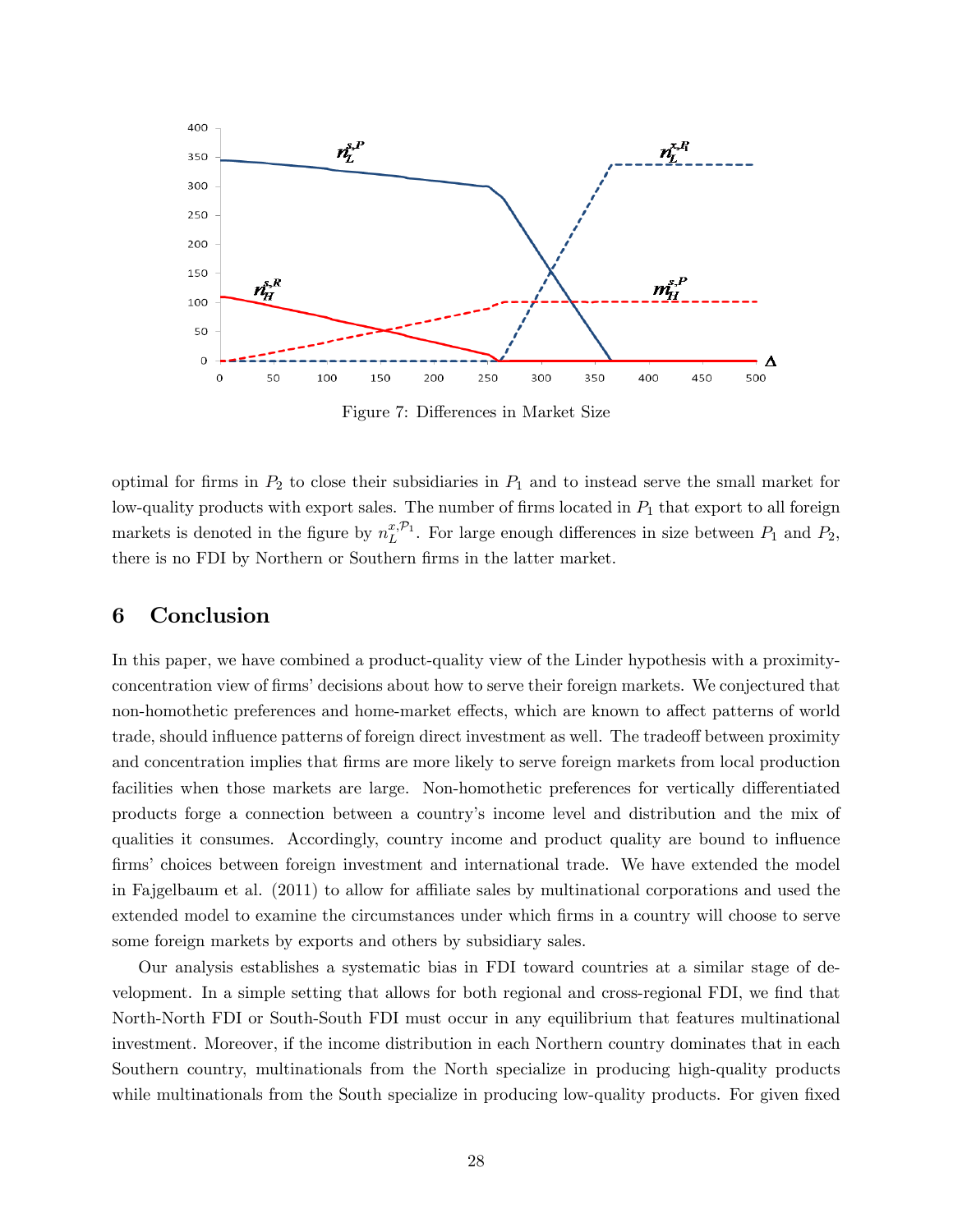Figure 7: Differences in Market Size

optimal for firms in $P_2$ to close their subsidiaries in $P_1$ and to instead serve the small market for low-quality products with export sales. The number of firms located in $P_1$ that export to all foreign markets is denoted in the figure by $n_L^{x,\mathcal{P}_1}$. For large enough differences in size between $P_1$ and $P_2$, there is no FDI by Northern or Southern firms in the latter market.

## 6 Conclusion

In this paper, we have combined a product-quality view of the Linder hypothesis with a proximity-concentration view of firms' decisions about how to serve their foreign markets. We conjectured that non-homothetic preferences and home-market effects, which are known to affect patterns of world trade, should influence patterns of foreign direct investment as well. The tradeoff between proximity and concentration implies that firms are more likely to serve foreign markets from local production facilities when those markets are large. Non-homothetic preferences for vertically differentiated products forge a connection between a country's income level and distribution and the mix of qualities it consumes. Accordingly, country income and product quality are bound to influence firms' choices between foreign investment and international trade. We have extended the model in Fajgelbaum et al. (2011) to allow for affiliate sales by multinational corporations and used the extended model to examine the circumstances under which firms in a country will choose to serve some foreign markets by exports and others by subsidiary sales.

Our analysis establishes a systematic bias in FDI toward countries at a similar stage of development. In a simple setting that allows for both regional and cross-regional FDI, we find that North-North FDI or South-South FDI must occur in any equilibrium that features multinational investment. Moreover, if the income distribution in each Northern country dominates that in each Southern country, multinationals from the North specialize in producing high-quality products while multinationals from the South specialize in producing low-quality products. For given fixed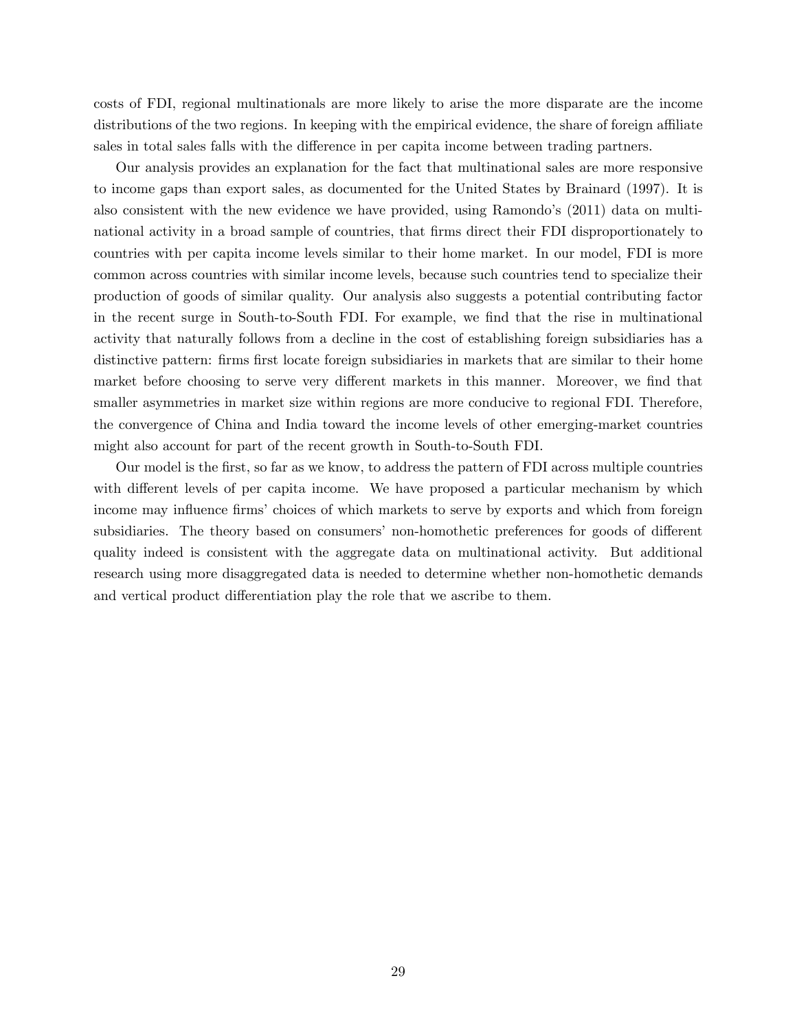costs of FDI, regional multinationals are more likely to arise the more disparate are the income distributions of the two regions. In keeping with the empirical evidence, the share of foreign affiliate sales in total sales falls with the difference in per capita income between trading partners.

Our analysis provides an explanation for the fact that multinational sales are more responsive to income gaps than export sales, as documented for the United States by Brainard (1997). It is also consistent with the new evidence we have provided, using Ramondo's (2011) data on multinational activity in a broad sample of countries, that firms direct their FDI disproportionately to countries with per capita income levels similar to their home market. In our model, FDI is more common across countries with similar income levels, because such countries tend to specialize their production of goods of similar quality. Our analysis also suggests a potential contributing factor in the recent surge in South-to-South FDI. For example, we find that the rise in multinational activity that naturally follows from a decline in the cost of establishing foreign subsidiaries has a distinctive pattern: firms first locate foreign subsidiaries in markets that are similar to their home market before choosing to serve very different markets in this manner. Moreover, we find that smaller asymmetries in market size within regions are more conducive to regional FDI. Therefore, the convergence of China and India toward the income levels of other emerging-market countries might also account for part of the recent growth in South-to-South FDI.

Our model is the first, so far as we know, to address the pattern of FDI across multiple countries with different levels of per capita income. We have proposed a particular mechanism by which income may influence firms' choices of which markets to serve by exports and which from foreign subsidiaries. The theory based on consumers' non-homothetic preferences for goods of different quality indeed is consistent with the aggregate data on multinational activity. But additional research using more disaggregated data is needed to determine whether non-homothetic demands and vertical product differentiation play the role that we ascribe to them.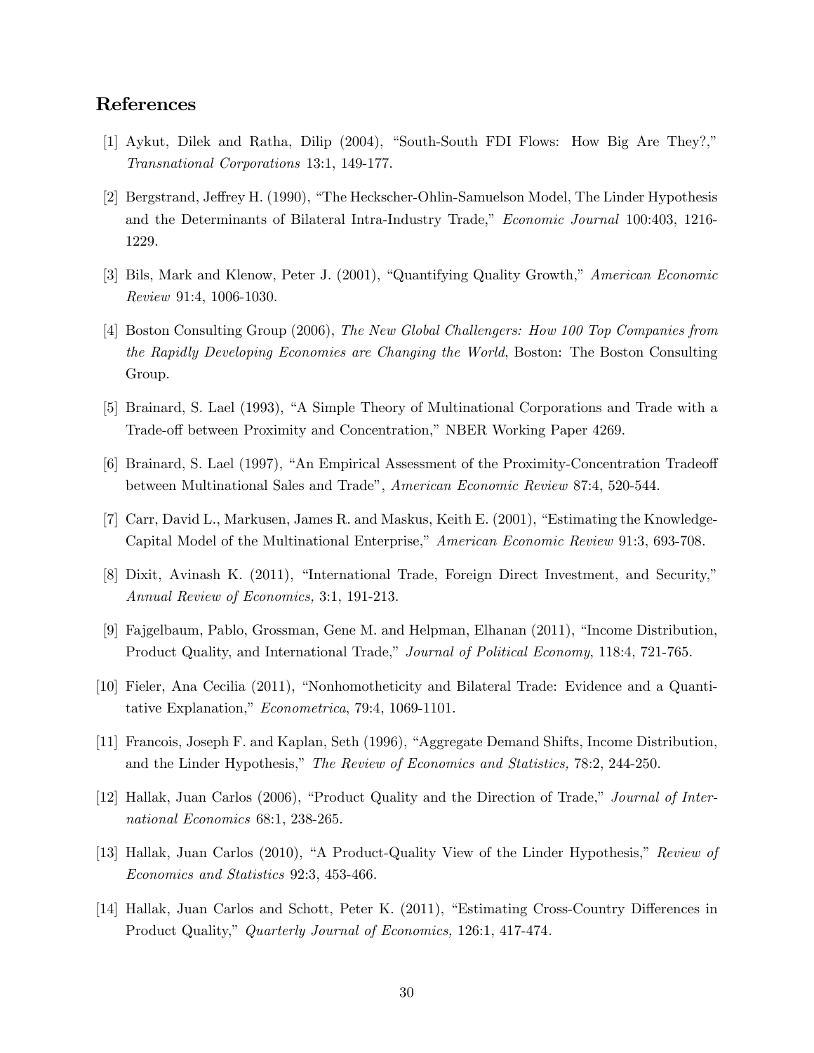## References

[1] Aykut, Dilek and Ratha, Dilip (2004), "South-South FDI Flows: How Big Are They?," *Transnational Corporations* 13:1, 149-177.

[2] Bergstrand, Jeffrey H. (1990), "The Heckscher-Ohlin-Samuelson Model, The Linder Hypothesis and the Determinants of Bilateral Intra-Industry Trade," *Economic Journal* 100:403, 1216-1229.

[3] Bils, Mark and Klenow, Peter J. (2001), "Quantifying Quality Growth," *American Economic Review* 91:4, 1006-1030.

[4] Boston Consulting Group (2006), *The New Global Challengers: How 100 Top Companies from the Rapidly Developing Economies are Changing the World*, Boston: The Boston Consulting Group.

[5] Brainard, S. Lael (1993), "A Simple Theory of Multinational Corporations and Trade with a Trade-off between Proximity and Concentration," NBER Working Paper 4269.

[6] Brainard, S. Lael (1997), "An Empirical Assessment of the Proximity-Concentration Tradeoff between Multinational Sales and Trade", *American Economic Review* 87:4, 520-544.

[7] Carr, David L., Markusen, James R. and Maskus, Keith E. (2001), "Estimating the Knowledge-Capital Model of the Multinational Enterprise," *American Economic Review* 91:3, 693-708.

[8] Dixit, Avinash K. (2011), "International Trade, Foreign Direct Investment, and Security," *Annual Review of Economics,* 3:1, 191-213.

[9] Fajgelbaum, Pablo, Grossman, Gene M. and Helpman, Elhanan (2011), "Income Distribution, Product Quality, and International Trade," *Journal of Political Economy*, 118:4, 721-765.

[10] Fieler, Ana Cecilia (2011), "Nonhomotheticity and Bilateral Trade: Evidence and a Quantitative Explanation," *Econometrica*, 79:4, 1069-1101.

[11] Francois, Joseph F. and Kaplan, Seth (1996), "Aggregate Demand Shifts, Income Distribution, and the Linder Hypothesis," *The Review of Economics and Statistics,* 78:2, 244-250.

[12] Hallak, Juan Carlos (2006), "Product Quality and the Direction of Trade," *Journal of International Economics* 68:1, 238-265.

[13] Hallak, Juan Carlos (2010), "A Product-Quality View of the Linder Hypothesis," *Review of Economics and Statistics* 92:3, 453-466.

[14] Hallak, Juan Carlos and Schott, Peter K. (2011), "Estimating Cross-Country Differences in Product Quality," *Quarterly Journal of Economics,* 126:1, 417-474.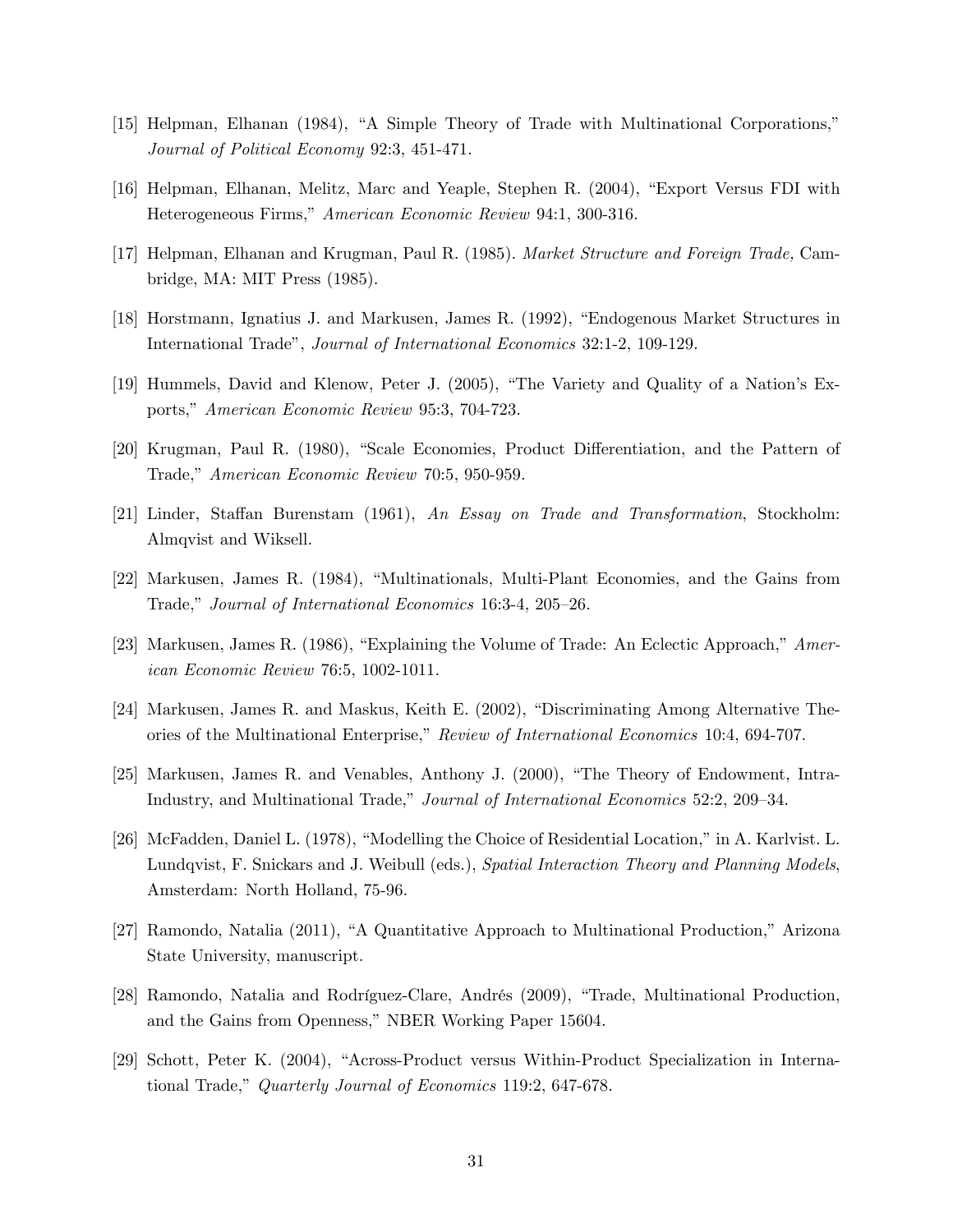[15] Helpman, Elhanan (1984), "A Simple Theory of Trade with Multinational Corporations," *Journal of Political Economy* 92:3, 451-471.

[16] Helpman, Elhanan, Melitz, Marc and Yeaple, Stephen R. (2004), "Export Versus FDI with Heterogeneous Firms," *American Economic Review* 94:1, 300-316.

[17] Helpman, Elhanan and Krugman, Paul R. (1985). *Market Structure and Foreign Trade,* Cambridge, MA: MIT Press (1985).

[18] Horstmann, Ignatius J. and Markusen, James R. (1992), "Endogenous Market Structures in International Trade", *Journal of International Economics* 32:1-2, 109-129.

[19] Hummels, David and Klenow, Peter J. (2005), "The Variety and Quality of a Nation's Exports," *American Economic Review* 95:3, 704-723.

[20] Krugman, Paul R. (1980), "Scale Economies, Product Differentiation, and the Pattern of Trade," *American Economic Review* 70:5, 950-959.

[21] Linder, Staffan Burenstam (1961), *An Essay on Trade and Transformation*, Stockholm: Almqvist and Wiksell.

[22] Markusen, James R. (1984), "Multinationals, Multi-Plant Economies, and the Gains from Trade," *Journal of International Economics* 16:3-4, 205–26.

[23] Markusen, James R. (1986), "Explaining the Volume of Trade: An Eclectic Approach," *American Economic Review* 76:5, 1002-1011.

[24] Markusen, James R. and Maskus, Keith E. (2002), "Discriminating Among Alternative Theories of the Multinational Enterprise," *Review of International Economics* 10:4, 694-707.

[25] Markusen, James R. and Venables, Anthony J. (2000), "The Theory of Endowment, Intra-Industry, and Multinational Trade," *Journal of International Economics* 52:2, 209–34.

[26] McFadden, Daniel L. (1978), "Modelling the Choice of Residential Location," in A. Karlvist. L. Lundqvist, F. Snickars and J. Weibull (eds.), *Spatial Interaction Theory and Planning Models*, Amsterdam: North Holland, 75-96.

[27] Ramondo, Natalia (2011), "A Quantitative Approach to Multinational Production," Arizona State University, manuscript.

[28] Ramondo, Natalia and Rodríguez-Clare, Andrés (2009), "Trade, Multinational Production, and the Gains from Openness," NBER Working Paper 15604.

[29] Schott, Peter K. (2004), "Across-Product versus Within-Product Specialization in International Trade," *Quarterly Journal of Economics* 119:2, 647-678.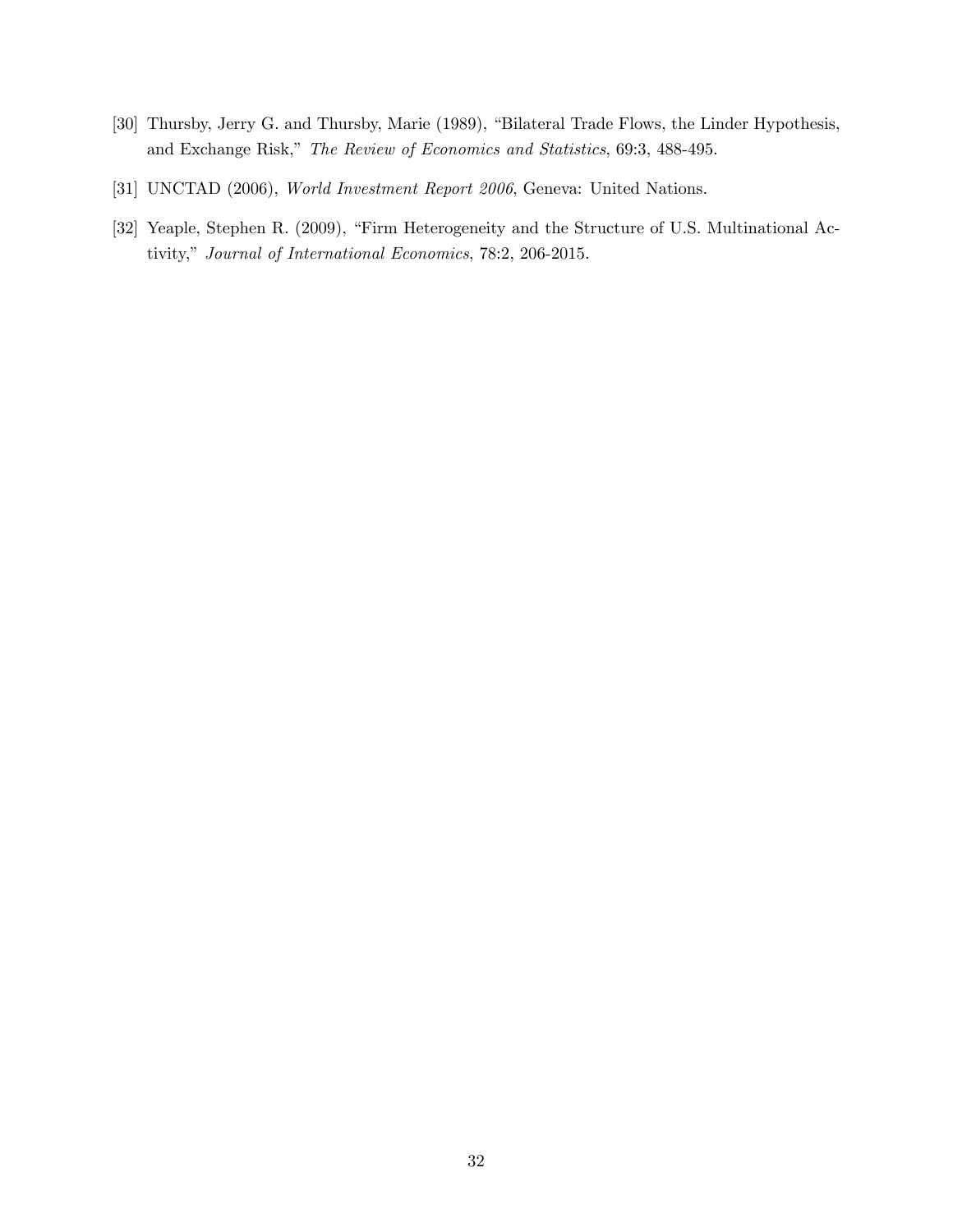[30] Thursby, Jerry G. and Thursby, Marie (1989), "Bilateral Trade Flows, the Linder Hypothesis, and Exchange Risk," *The Review of Economics and Statistics*, 69:3, 488-495.

[31] UNCTAD (2006), *World Investment Report 2006*, Geneva: United Nations.

[32] Yeaple, Stephen R. (2009), "Firm Heterogeneity and the Structure of U.S. Multinational Activity," *Journal of International Economics*, 78:2, 206-2015.